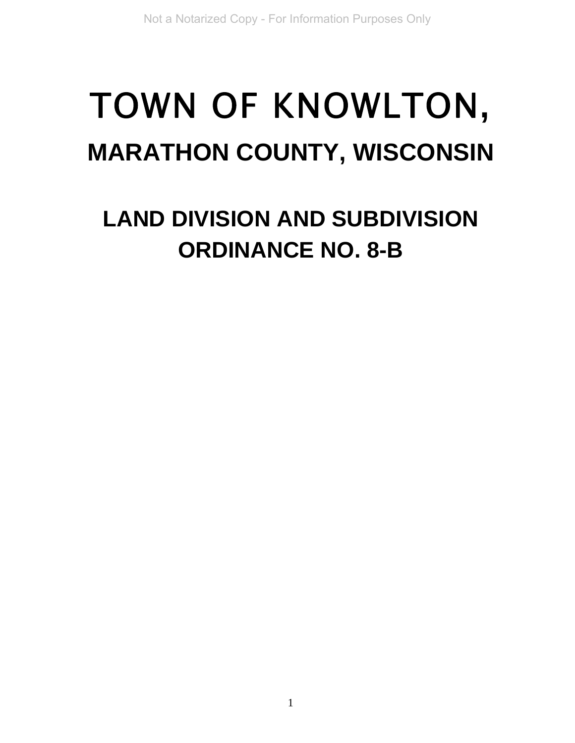Not a Notarized Copy - For Information Purposes Only

# TOWN OF KNOWLTON,

## MARATHON COUNTY, WISCONSIN

## LAND DIVISION AND SUBDIVISION ORDINANCE NO. 8-B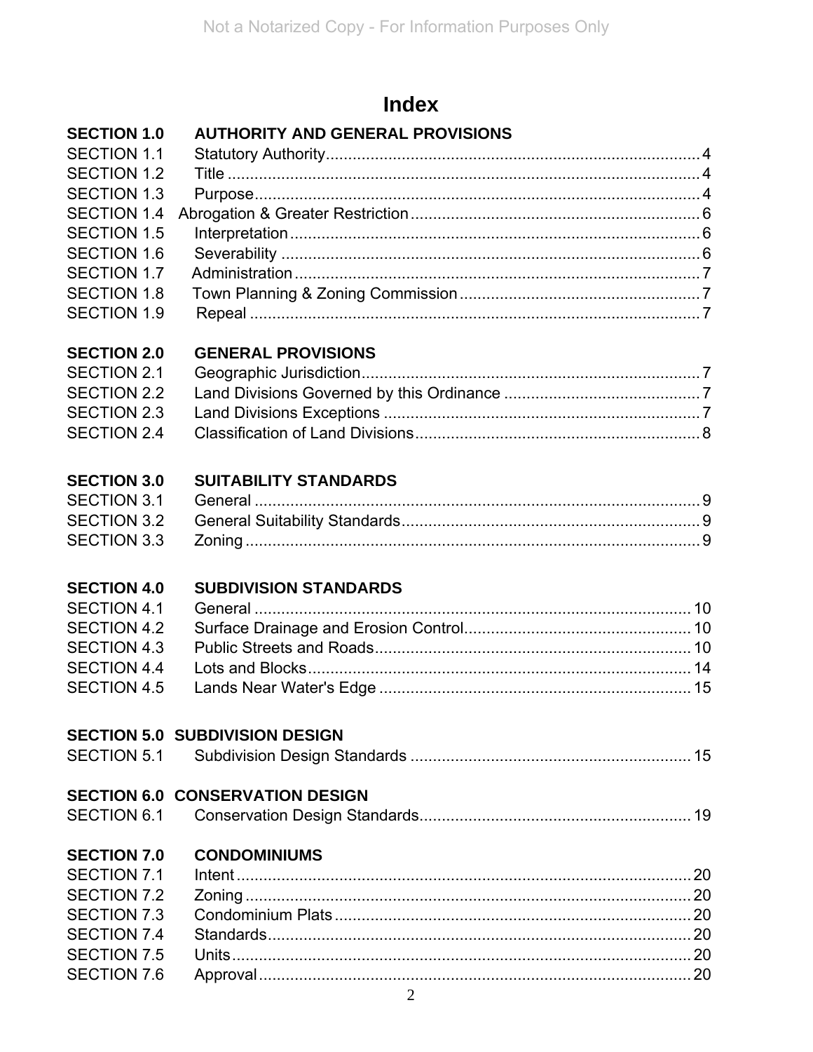# Index

| | | |
|---|---|---|
| **SECTION 1.0** | **AUTHORITY AND GENERAL PROVISIONS** | |
| SECTION 1.1 | Statutory Authority | 4 |
| SECTION 1.2 | Title | 4 |
| SECTION 1.3 | Purpose | 4 |
| SECTION 1.4 | Abrogation & Greater Restriction | 6 |
| SECTION 1.5 | Interpretation | 6 |
| SECTION 1.6 | Severability | 6 |
| SECTION 1.7 | Administration | 7 |
| SECTION 1.8 | Town Planning & Zoning Commission | 7 |
| SECTION 1.9 | Repeal | 7 |
| **SECTION 2.0** | **GENERAL PROVISIONS** | |
| SECTION 2.1 | Geographic Jurisdiction | 7 |
| SECTION 2.2 | Land Divisions Governed by this Ordinance | 7 |
| SECTION 2.3 | Land Divisions Exceptions | 7 |
| SECTION 2.4 | Classification of Land Divisions | 8 |
| **SECTION 3.0** | **SUITABILITY STANDARDS** | |
| SECTION 3.1 | General | 9 |
| SECTION 3.2 | General Suitability Standards | 9 |
| SECTION 3.3 | Zoning | 9 |
| **SECTION 4.0** | **SUBDIVISION STANDARDS** | |
| SECTION 4.1 | General | 10 |
| SECTION 4.2 | Surface Drainage and Erosion Control | 10 |
| SECTION 4.3 | Public Streets and Roads | 10 |
| SECTION 4.4 | Lots and Blocks | 14 |
| SECTION 4.5 | Lands Near Water's Edge | 15 |
| **SECTION 5.0** | **SUBDIVISION DESIGN** | |
| SECTION 5.1 | Subdivision Design Standards | 15 |
| **SECTION 6.0** | **CONSERVATION DESIGN** | |
| SECTION 6.1 | Conservation Design Standards | 19 |
| **SECTION 7.0** | **CONDOMINIUMS** | |
| SECTION 7.1 | Intent | 20 |
| SECTION 7.2 | Zoning | 20 |
| SECTION 7.3 | Condominium Plats | 20 |
| SECTION 7.4 | Standards | 20 |
| SECTION 7.5 | Units | 20 |
| SECTION 7.6 | Approval | 20 |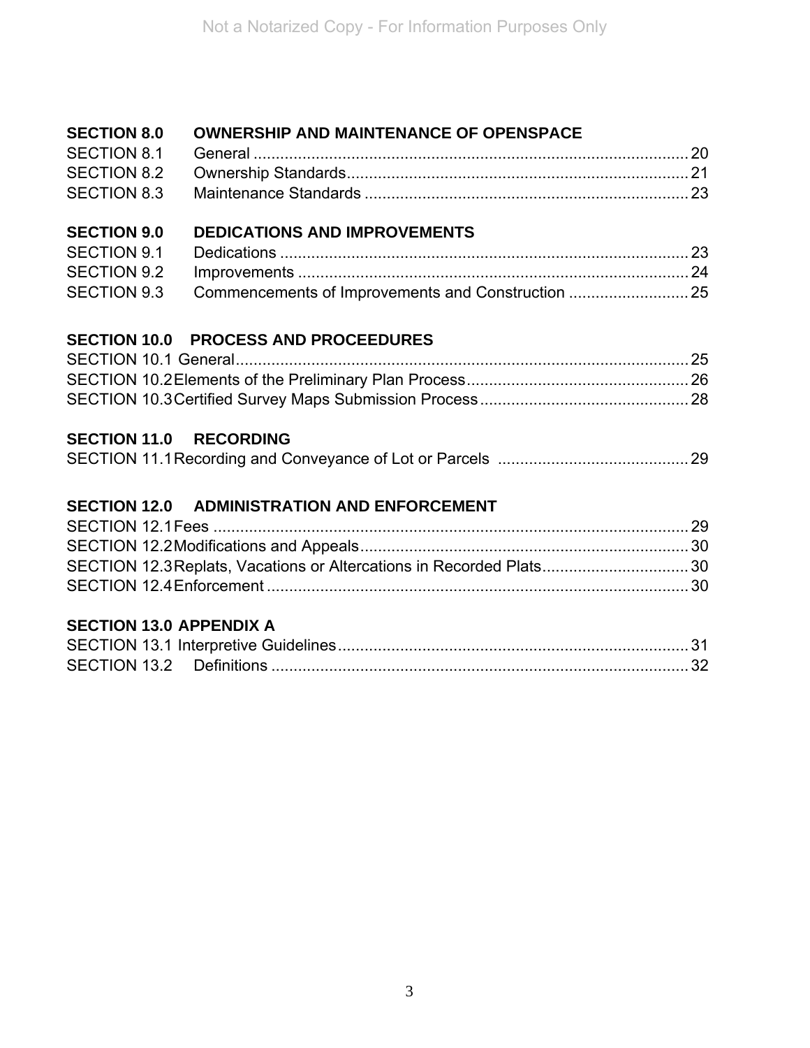Not a Notarized Copy - For Information Purposes Only

**SECTION 8.0 OWNERSHIP AND MAINTENANCE OF OPENSPACE**

SECTION 8.1 General .................................................................................. 20
SECTION 8.2 Ownership Standards............................................................ 21
SECTION 8.3 Maintenance Standards ........................................................ 23

**SECTION 9.0 DEDICATIONS AND IMPROVEMENTS**

SECTION 9.1 Dedications ........................................................................... 23
SECTION 9.2 Improvements ....................................................................... 24
SECTION 9.3 Commencements of Improvements and Construction ........... 25

**SECTION 10.0 PROCESS AND PROCEEDURES**

SECTION 10.1 General..................................................................................... 25
SECTION 10.2 Elements of the Preliminary Plan Process................................. 26
SECTION 10.3 Certified Survey Maps Submission Process.............................. 28

**SECTION 11.0 RECORDING**

SECTION 11.1 Recording and Conveyance of Lot or Parcels ........................... 29

**SECTION 12.0 ADMINISTRATION AND ENFORCEMENT**

SECTION 12.1 Fees ......................................................................................... 29
SECTION 12.2 Modifications and Appeals......................................................... 30
SECTION 12.3 Replats, Vacations or Altercations in Recorded Plats................. 30
SECTION 12.4 Enforcement .............................................................................. 30

**SECTION 13.0 APPENDIX A**

SECTION 13.1 Interpretive Guidelines............................................................... 31
SECTION 13.2 Definitions ................................................................................. 32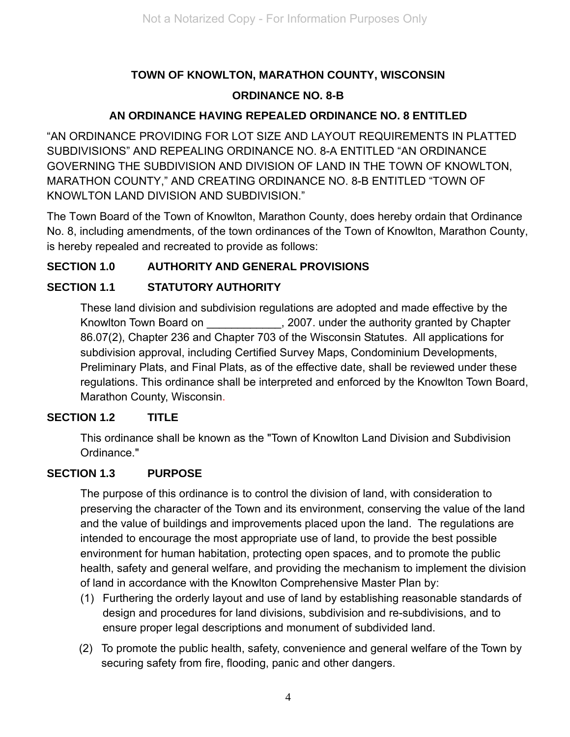**TOWN OF KNOWLTON, MARATHON COUNTY, WISCONSIN**

**ORDINANCE NO. 8-B**

**AN ORDINANCE HAVING REPEALED ORDINANCE NO. 8 ENTITLED**

"AN ORDINANCE PROVIDING FOR LOT SIZE AND LAYOUT REQUIREMENTS IN PLATTED SUBDIVISIONS" AND REPEALING ORDINANCE NO. 8-A ENTITLED "AN ORDINANCE GOVERNING THE SUBDIVISION AND DIVISION OF LAND IN THE TOWN OF KNOWLTON, MARATHON COUNTY," AND CREATING ORDINANCE NO. 8-B ENTITLED "TOWN OF KNOWLTON LAND DIVISION AND SUBDIVISION."

The Town Board of the Town of Knowlton, Marathon County, does hereby ordain that Ordinance No. 8, including amendments, of the town ordinances of the Town of Knowlton, Marathon County, is hereby repealed and recreated to provide as follows:

## SECTION 1.0 AUTHORITY AND GENERAL PROVISIONS

### SECTION 1.1 STATUTORY AUTHORITY

These land division and subdivision regulations are adopted and made effective by the Knowlton Town Board on ____________, 2007. under the authority granted by Chapter 86.07(2), Chapter 236 and Chapter 703 of the Wisconsin Statutes. All applications for subdivision approval, including Certified Survey Maps, Condominium Developments, Preliminary Plats, and Final Plats, as of the effective date, shall be reviewed under these regulations. This ordinance shall be interpreted and enforced by the Knowlton Town Board, Marathon County, Wisconsin.

### SECTION 1.2 TITLE

This ordinance shall be known as the "Town of Knowlton Land Division and Subdivision Ordinance."

### SECTION 1.3 PURPOSE

The purpose of this ordinance is to control the division of land, with consideration to preserving the character of the Town and its environment, conserving the value of the land and the value of buildings and improvements placed upon the land. The regulations are intended to encourage the most appropriate use of land, to provide the best possible environment for human habitation, protecting open spaces, and to promote the public health, safety and general welfare, and providing the mechanism to implement the division of land in accordance with the Knowlton Comprehensive Master Plan by:

(1) Furthering the orderly layout and use of land by establishing reasonable standards of design and procedures for land divisions, subdivision and re-subdivisions, and to ensure proper legal descriptions and monument of subdivided land.

(2) To promote the public health, safety, convenience and general welfare of the Town by securing safety from fire, flooding, panic and other dangers.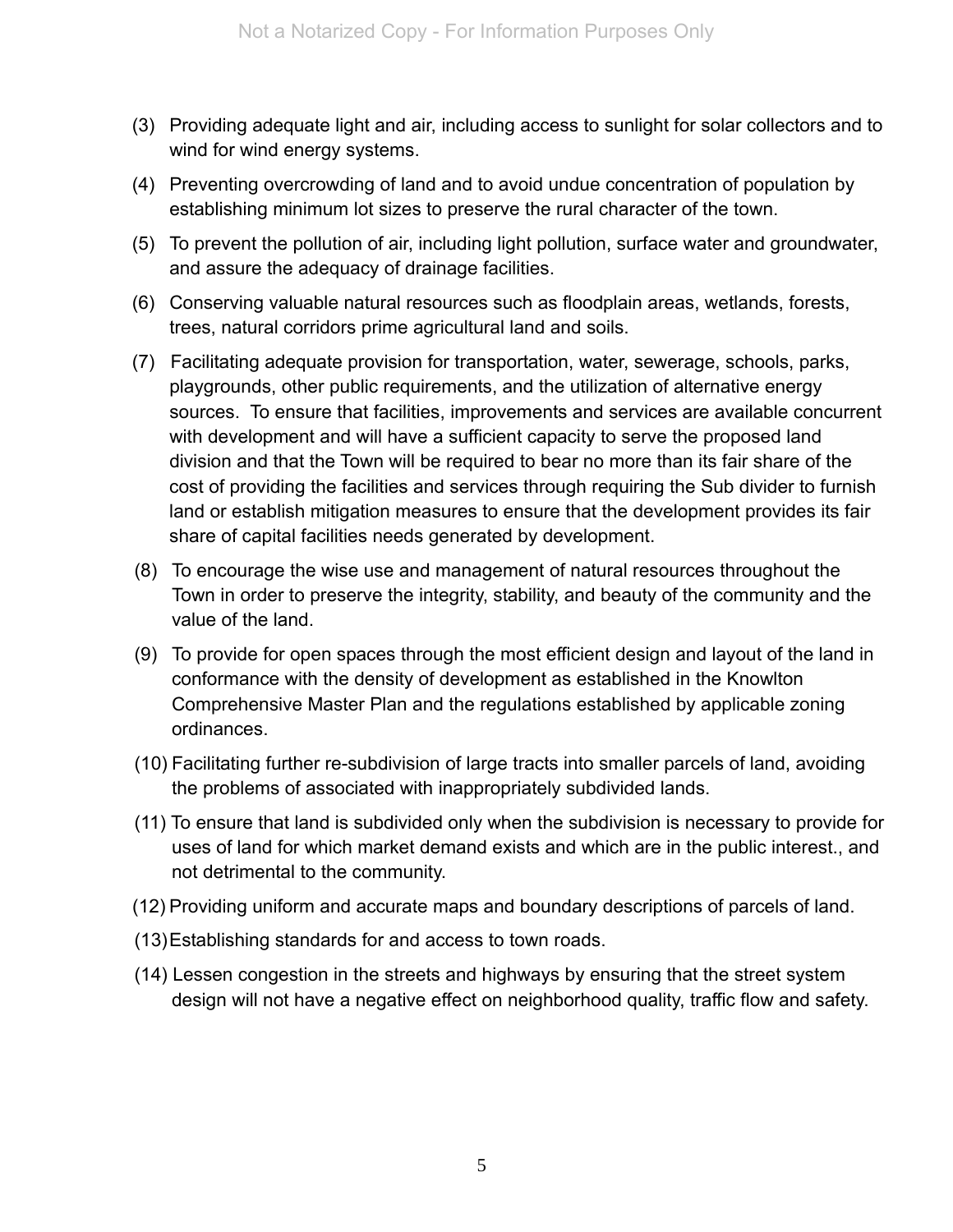(3) Providing adequate light and air, including access to sunlight for solar collectors and to wind for wind energy systems.

(4) Preventing overcrowding of land and to avoid undue concentration of population by establishing minimum lot sizes to preserve the rural character of the town.

(5) To prevent the pollution of air, including light pollution, surface water and groundwater, and assure the adequacy of drainage facilities.

(6) Conserving valuable natural resources such as floodplain areas, wetlands, forests, trees, natural corridors prime agricultural land and soils.

(7) Facilitating adequate provision for transportation, water, sewerage, schools, parks, playgrounds, other public requirements, and the utilization of alternative energy sources. To ensure that facilities, improvements and services are available concurrent with development and will have a sufficient capacity to serve the proposed land division and that the Town will be required to bear no more than its fair share of the cost of providing the facilities and services through requiring the Sub divider to furnish land or establish mitigation measures to ensure that the development provides its fair share of capital facilities needs generated by development.

(8) To encourage the wise use and management of natural resources throughout the Town in order to preserve the integrity, stability, and beauty of the community and the value of the land.

(9) To provide for open spaces through the most efficient design and layout of the land in conformance with the density of development as established in the Knowlton Comprehensive Master Plan and the regulations established by applicable zoning ordinances.

(10) Facilitating further re-subdivision of large tracts into smaller parcels of land, avoiding the problems of associated with inappropriately subdivided lands.

(11) To ensure that land is subdivided only when the subdivision is necessary to provide for uses of land for which market demand exists and which are in the public interest., and not detrimental to the community.

(12) Providing uniform and accurate maps and boundary descriptions of parcels of land.

(13) Establishing standards for and access to town roads.

(14) Lessen congestion in the streets and highways by ensuring that the street system design will not have a negative effect on neighborhood quality, traffic flow and safety.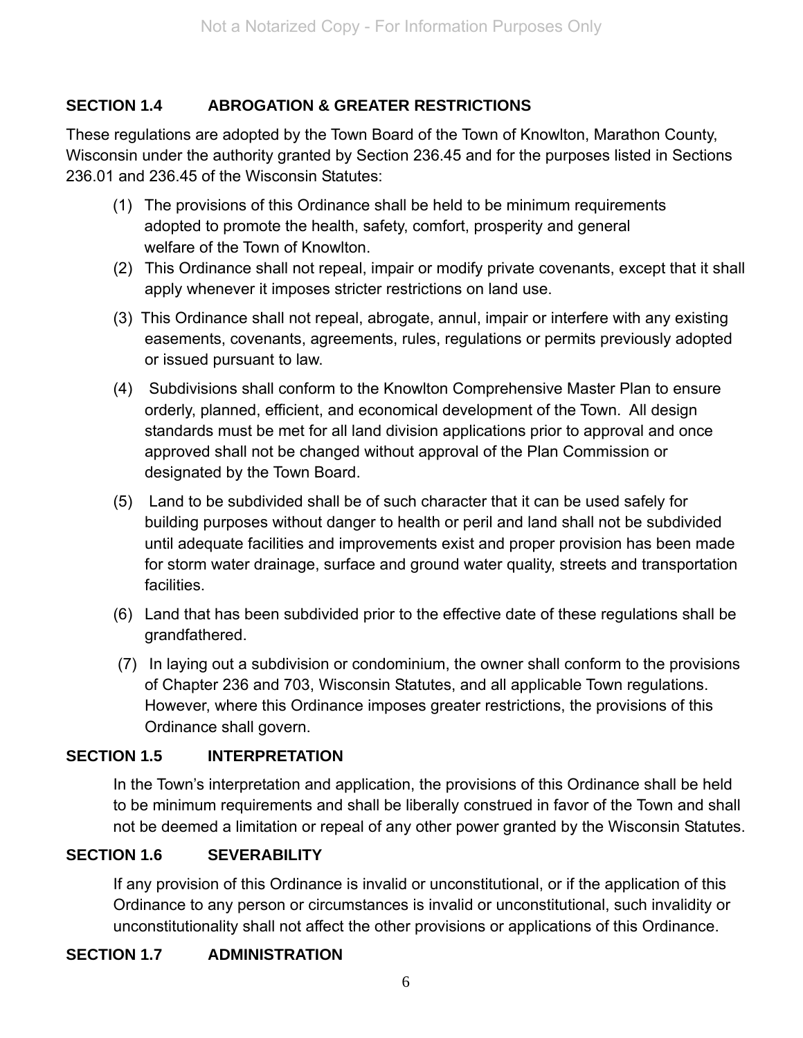## SECTION 1.4 ABROGATION & GREATER RESTRICTIONS

These regulations are adopted by the Town Board of the Town of Knowlton, Marathon County, Wisconsin under the authority granted by Section 236.45 and for the purposes listed in Sections 236.01 and 236.45 of the Wisconsin Statutes:

(1) The provisions of this Ordinance shall be held to be minimum requirements adopted to promote the health, safety, comfort, prosperity and general welfare of the Town of Knowlton.

(2) This Ordinance shall not repeal, impair or modify private covenants, except that it shall apply whenever it imposes stricter restrictions on land use.

(3) This Ordinance shall not repeal, abrogate, annul, impair or interfere with any existing easements, covenants, agreements, rules, regulations or permits previously adopted or issued pursuant to law.

(4) Subdivisions shall conform to the Knowlton Comprehensive Master Plan to ensure orderly, planned, efficient, and economical development of the Town. All design standards must be met for all land division applications prior to approval and once approved shall not be changed without approval of the Plan Commission or designated by the Town Board.

(5) Land to be subdivided shall be of such character that it can be used safely for building purposes without danger to health or peril and land shall not be subdivided until adequate facilities and improvements exist and proper provision has been made for storm water drainage, surface and ground water quality, streets and transportation facilities.

(6) Land that has been subdivided prior to the effective date of these regulations shall be grandfathered.

(7) In laying out a subdivision or condominium, the owner shall conform to the provisions of Chapter 236 and 703, Wisconsin Statutes, and all applicable Town regulations. However, where this Ordinance imposes greater restrictions, the provisions of this Ordinance shall govern.

## SECTION 1.5 INTERPRETATION

In the Town's interpretation and application, the provisions of this Ordinance shall be held to be minimum requirements and shall be liberally construed in favor of the Town and shall not be deemed a limitation or repeal of any other power granted by the Wisconsin Statutes.

## SECTION 1.6 SEVERABILITY

If any provision of this Ordinance is invalid or unconstitutional, or if the application of this Ordinance to any person or circumstances is invalid or unconstitutional, such invalidity or unconstitutionality shall not affect the other provisions or applications of this Ordinance.

## SECTION 1.7 ADMINISTRATION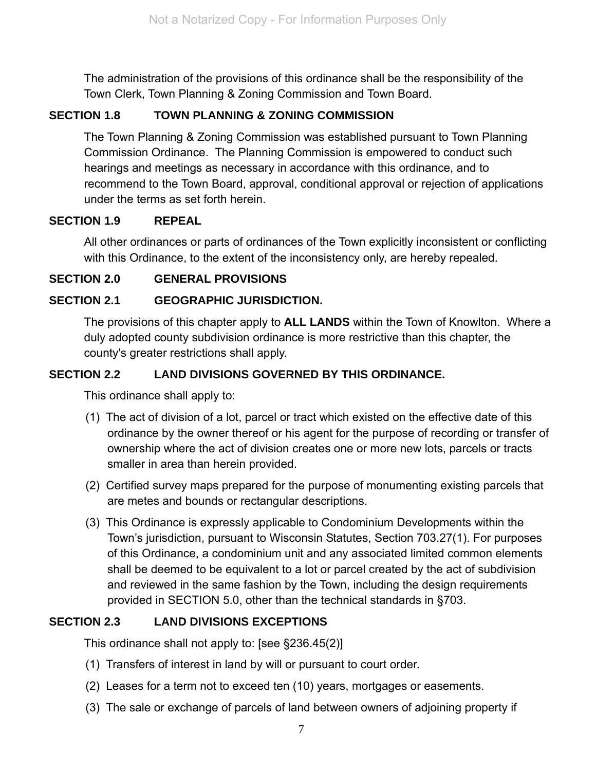The administration of the provisions of this ordinance shall be the responsibility of the Town Clerk, Town Planning & Zoning Commission and Town Board.

## SECTION 1.8 TOWN PLANNING & ZONING COMMISSION

The Town Planning & Zoning Commission was established pursuant to Town Planning Commission Ordinance. The Planning Commission is empowered to conduct such hearings and meetings as necessary in accordance with this ordinance, and to recommend to the Town Board, approval, conditional approval or rejection of applications under the terms as set forth herein.

## SECTION 1.9 REPEAL

All other ordinances or parts of ordinances of the Town explicitly inconsistent or conflicting with this Ordinance, to the extent of the inconsistency only, are hereby repealed.

## SECTION 2.0 GENERAL PROVISIONS

## SECTION 2.1 GEOGRAPHIC JURISDICTION.

The provisions of this chapter apply to **ALL LANDS** within the Town of Knowlton. Where a duly adopted county subdivision ordinance is more restrictive than this chapter, the county's greater restrictions shall apply.

## SECTION 2.2 LAND DIVISIONS GOVERNED BY THIS ORDINANCE.

This ordinance shall apply to:

(1) The act of division of a lot, parcel or tract which existed on the effective date of this ordinance by the owner thereof or his agent for the purpose of recording or transfer of ownership where the act of division creates one or more new lots, parcels or tracts smaller in area than herein provided.

(2) Certified survey maps prepared for the purpose of monumenting existing parcels that are metes and bounds or rectangular descriptions.

(3) This Ordinance is expressly applicable to Condominium Developments within the Town's jurisdiction, pursuant to Wisconsin Statutes, Section 703.27(1). For purposes of this Ordinance, a condominium unit and any associated limited common elements shall be deemed to be equivalent to a lot or parcel created by the act of subdivision and reviewed in the same fashion by the Town, including the design requirements provided in SECTION 5.0, other than the technical standards in §703.

## SECTION 2.3 LAND DIVISIONS EXCEPTIONS

This ordinance shall not apply to: [see §236.45(2)]

(1) Transfers of interest in land by will or pursuant to court order.

(2) Leases for a term not to exceed ten (10) years, mortgages or easements.

(3) The sale or exchange of parcels of land between owners of adjoining property if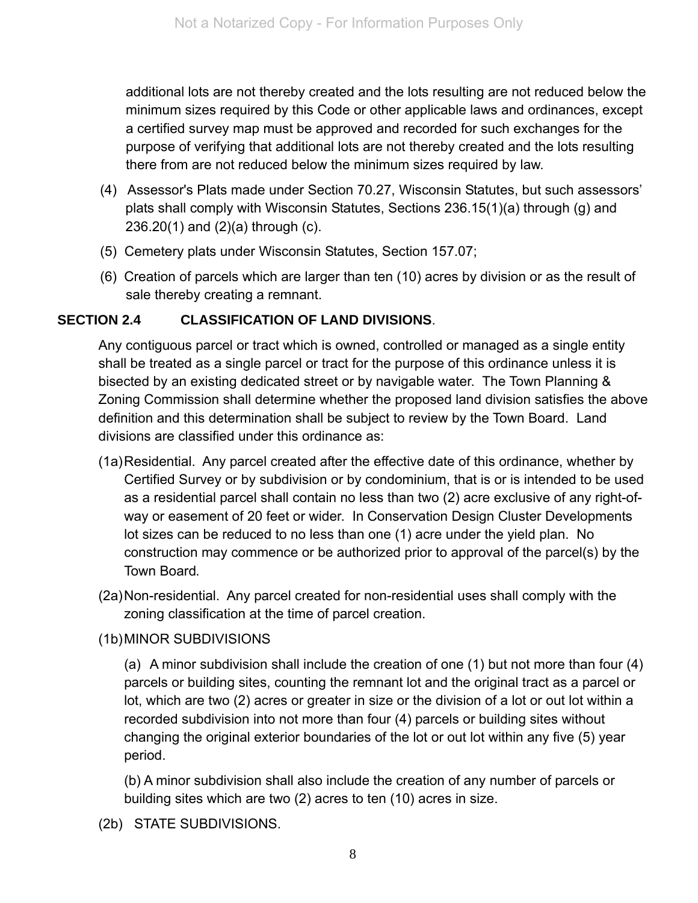additional lots are not thereby created and the lots resulting are not reduced below the minimum sizes required by this Code or other applicable laws and ordinances, except a certified survey map must be approved and recorded for such exchanges for the purpose of verifying that additional lots are not thereby created and the lots resulting there from are not reduced below the minimum sizes required by law.

(4) Assessor's Plats made under Section 70.27, Wisconsin Statutes, but such assessors' plats shall comply with Wisconsin Statutes, Sections 236.15(1)(a) through (g) and 236.20(1) and (2)(a) through (c).

(5) Cemetery plats under Wisconsin Statutes, Section 157.07;

(6) Creation of parcels which are larger than ten (10) acres by division or as the result of sale thereby creating a remnant.

**SECTION 2.4 CLASSIFICATION OF LAND DIVISIONS**.

Any contiguous parcel or tract which is owned, controlled or managed as a single entity shall be treated as a single parcel or tract for the purpose of this ordinance unless it is bisected by an existing dedicated street or by navigable water. The Town Planning & Zoning Commission shall determine whether the proposed land division satisfies the above definition and this determination shall be subject to review by the Town Board. Land divisions are classified under this ordinance as:

(1a) Residential. Any parcel created after the effective date of this ordinance, whether by Certified Survey or by subdivision or by condominium, that is or is intended to be used as a residential parcel shall contain no less than two (2) acre exclusive of any right-of-way or easement of 20 feet or wider. In Conservation Design Cluster Developments lot sizes can be reduced to no less than one (1) acre under the yield plan. No construction may commence or be authorized prior to approval of the parcel(s) by the Town Board.

(2a) Non-residential. Any parcel created for non-residential uses shall comply with the zoning classification at the time of parcel creation.

(1b) MINOR SUBDIVISIONS

(a) A minor subdivision shall include the creation of one (1) but not more than four (4) parcels or building sites, counting the remnant lot and the original tract as a parcel or lot, which are two (2) acres or greater in size or the division of a lot or out lot within a recorded subdivision into not more than four (4) parcels or building sites without changing the original exterior boundaries of the lot or out lot within any five (5) year period.

(b) A minor subdivision shall also include the creation of any number of parcels or building sites which are two (2) acres to ten (10) acres in size.

(2b) STATE SUBDIVISIONS.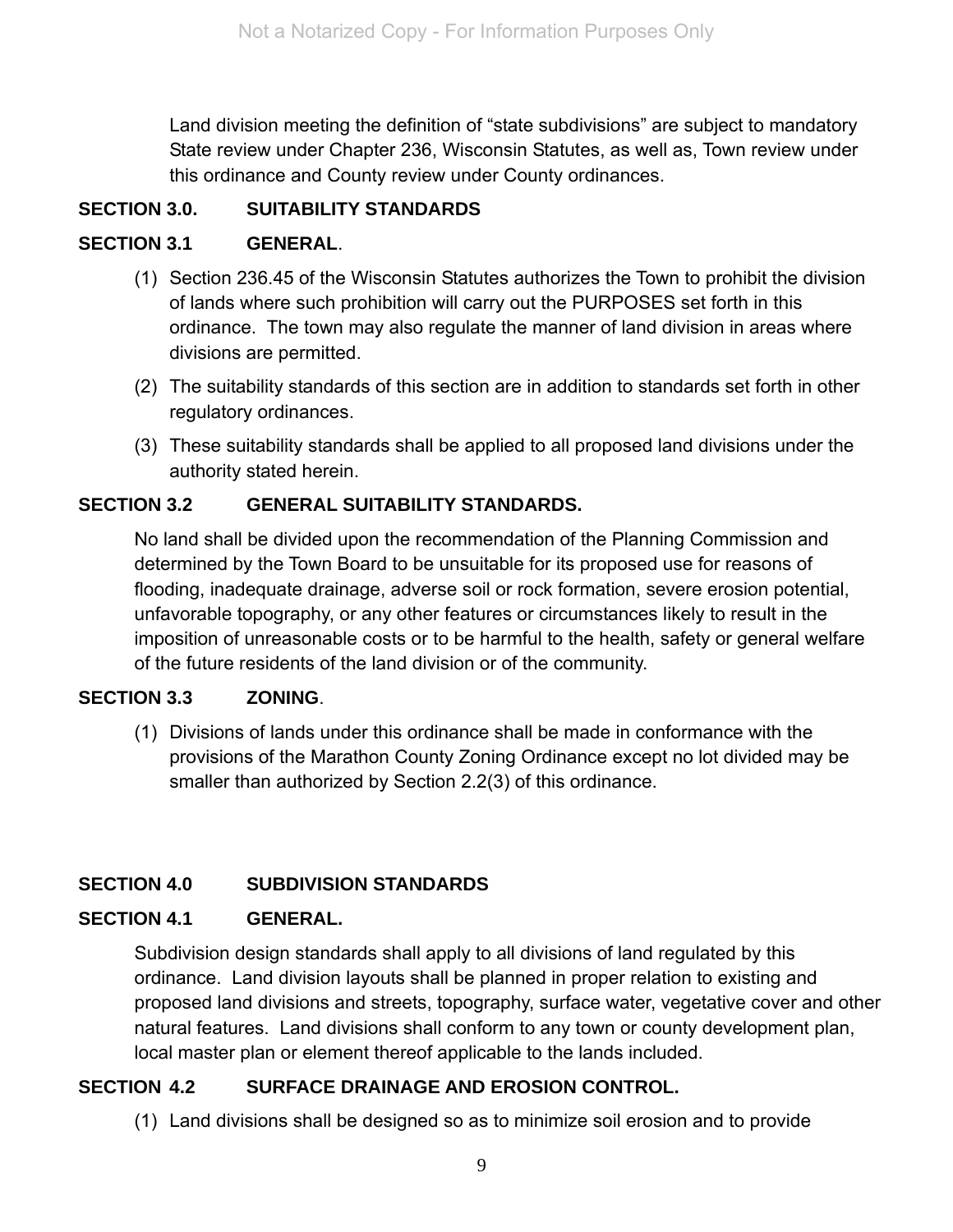Land division meeting the definition of “state subdivisions” are subject to mandatory State review under Chapter 236, Wisconsin Statutes, as well as, Town review under this ordinance and County review under County ordinances.

## SECTION 3.0. SUITABILITY STANDARDS

### SECTION 3.1 GENERAL.

(1) Section 236.45 of the Wisconsin Statutes authorizes the Town to prohibit the division of lands where such prohibition will carry out the PURPOSES set forth in this ordinance. The town may also regulate the manner of land division in areas where divisions are permitted.

(2) The suitability standards of this section are in addition to standards set forth in other regulatory ordinances.

(3) These suitability standards shall be applied to all proposed land divisions under the authority stated herein.

### SECTION 3.2 GENERAL SUITABILITY STANDARDS.

No land shall be divided upon the recommendation of the Planning Commission and determined by the Town Board to be unsuitable for its proposed use for reasons of flooding, inadequate drainage, adverse soil or rock formation, severe erosion potential, unfavorable topography, or any other features or circumstances likely to result in the imposition of unreasonable costs or to be harmful to the health, safety or general welfare of the future residents of the land division or of the community.

### SECTION 3.3 ZONING.

(1) Divisions of lands under this ordinance shall be made in conformance with the provisions of the Marathon County Zoning Ordinance except no lot divided may be smaller than authorized by Section 2.2(3) of this ordinance.

## SECTION 4.0 SUBDIVISION STANDARDS

### SECTION 4.1 GENERAL.

Subdivision design standards shall apply to all divisions of land regulated by this ordinance. Land division layouts shall be planned in proper relation to existing and proposed land divisions and streets, topography, surface water, vegetative cover and other natural features. Land divisions shall conform to any town or county development plan, local master plan or element thereof applicable to the lands included.

### SECTION 4.2 SURFACE DRAINAGE AND EROSION CONTROL.

(1) Land divisions shall be designed so as to minimize soil erosion and to provide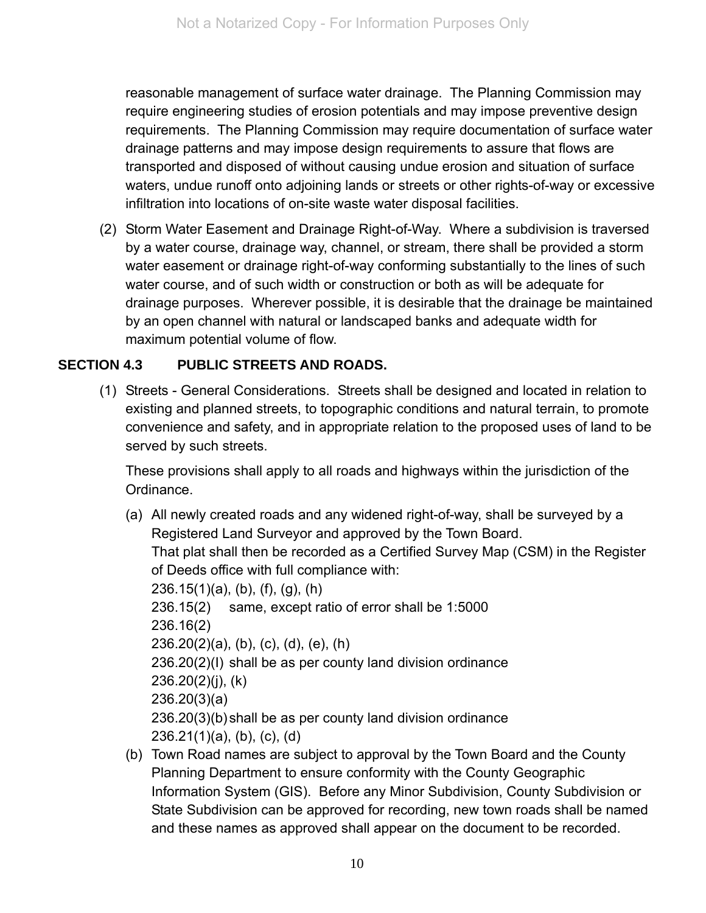reasonable management of surface water drainage. The Planning Commission may require engineering studies of erosion potentials and may impose preventive design requirements. The Planning Commission may require documentation of surface water drainage patterns and may impose design requirements to assure that flows are transported and disposed of without causing undue erosion and situation of surface waters, undue runoff onto adjoining lands or streets or other rights-of-way or excessive infiltration into locations of on-site waste water disposal facilities.

(2) Storm Water Easement and Drainage Right-of-Way. Where a subdivision is traversed by a water course, drainage way, channel, or stream, there shall be provided a storm water easement or drainage right-of-way conforming substantially to the lines of such water course, and of such width or construction or both as will be adequate for drainage purposes. Wherever possible, it is desirable that the drainage be maintained by an open channel with natural or landscaped banks and adequate width for maximum potential volume of flow.

## SECTION 4.3 PUBLIC STREETS AND ROADS.

(1) Streets - General Considerations. Streets shall be designed and located in relation to existing and planned streets, to topographic conditions and natural terrain, to promote convenience and safety, and in appropriate relation to the proposed uses of land to be served by such streets.

These provisions shall apply to all roads and highways within the jurisdiction of the Ordinance.

(a) All newly created roads and any widened right-of-way, shall be surveyed by a Registered Land Surveyor and approved by the Town Board.
That plat shall then be recorded as a Certified Survey Map (CSM) in the Register of Deeds office with full compliance with:
236.15(1)(a), (b), (f), (g), (h)
236.15(2) same, except ratio of error shall be 1:5000
236.16(2)
236.20(2)(a), (b), (c), (d), (e), (h)
236.20(2)(I) shall be as per county land division ordinance
236.20(2)(j), (k)
236.20(3)(a)
236.20(3)(b) shall be as per county land division ordinance
236.21(1)(a), (b), (c), (d)

(b) Town Road names are subject to approval by the Town Board and the County Planning Department to ensure conformity with the County Geographic Information System (GIS). Before any Minor Subdivision, County Subdivision or State Subdivision can be approved for recording, new town roads shall be named and these names as approved shall appear on the document to be recorded.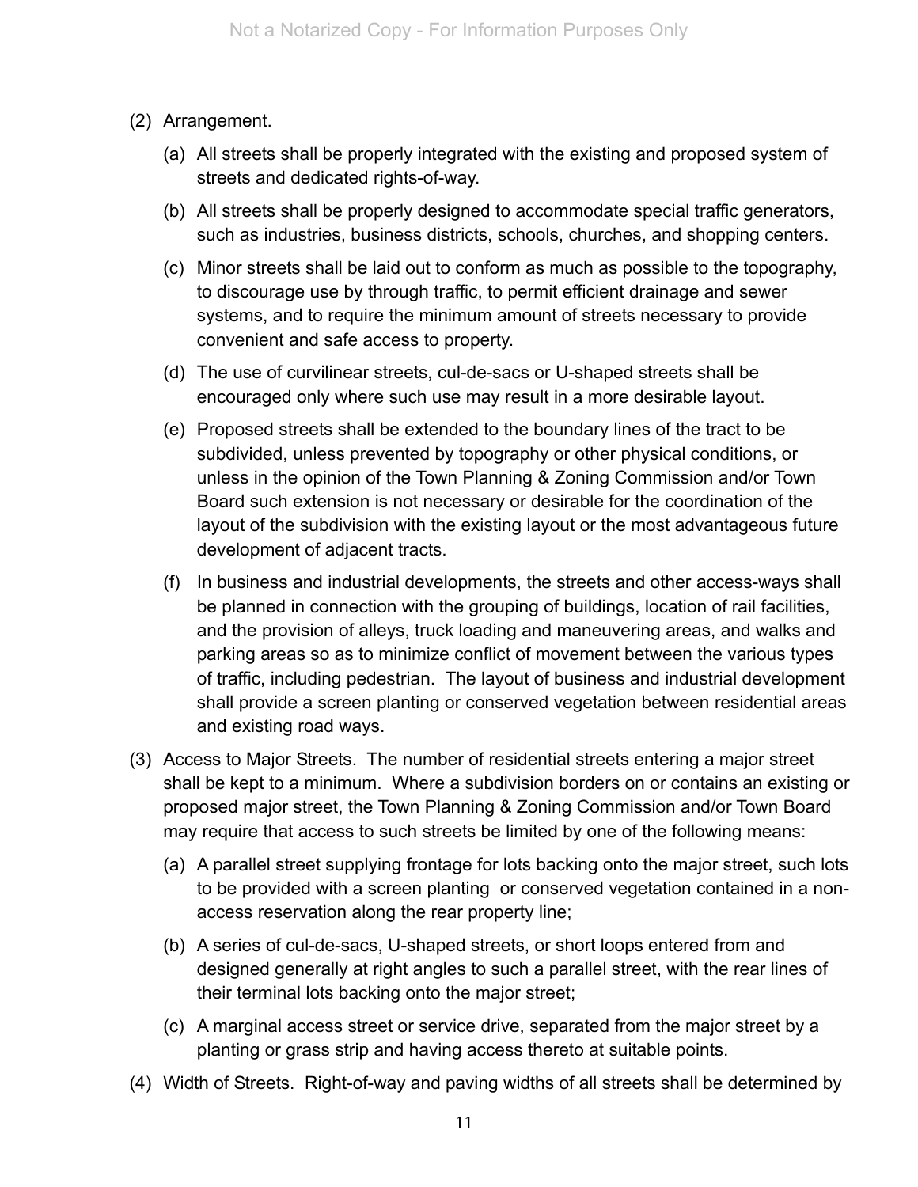(2) Arrangement.

   (a) All streets shall be properly integrated with the existing and proposed system of streets and dedicated rights-of-way.

   (b) All streets shall be properly designed to accommodate special traffic generators, such as industries, business districts, schools, churches, and shopping centers.

   (c) Minor streets shall be laid out to conform as much as possible to the topography, to discourage use by through traffic, to permit efficient drainage and sewer systems, and to require the minimum amount of streets necessary to provide convenient and safe access to property.

   (d) The use of curvilinear streets, cul-de-sacs or U-shaped streets shall be encouraged only where such use may result in a more desirable layout.

   (e) Proposed streets shall be extended to the boundary lines of the tract to be subdivided, unless prevented by topography or other physical conditions, or unless in the opinion of the Town Planning & Zoning Commission and/or Town Board such extension is not necessary or desirable for the coordination of the layout of the subdivision with the existing layout or the most advantageous future development of adjacent tracts.

   (f) In business and industrial developments, the streets and other access-ways shall be planned in connection with the grouping of buildings, location of rail facilities, and the provision of alleys, truck loading and maneuvering areas, and walks and parking areas so as to minimize conflict of movement between the various types of traffic, including pedestrian. The layout of business and industrial development shall provide a screen planting or conserved vegetation between residential areas and existing road ways.

(3) Access to Major Streets. The number of residential streets entering a major street shall be kept to a minimum. Where a subdivision borders on or contains an existing or proposed major street, the Town Planning & Zoning Commission and/or Town Board may require that access to such streets be limited by one of the following means:

   (a) A parallel street supplying frontage for lots backing onto the major street, such lots to be provided with a screen planting or conserved vegetation contained in a non-access reservation along the rear property line;

   (b) A series of cul-de-sacs, U-shaped streets, or short loops entered from and designed generally at right angles to such a parallel street, with the rear lines of their terminal lots backing onto the major street;

   (c) A marginal access street or service drive, separated from the major street by a planting or grass strip and having access thereto at suitable points.

(4) Width of Streets. Right-of-way and paving widths of all streets shall be determined by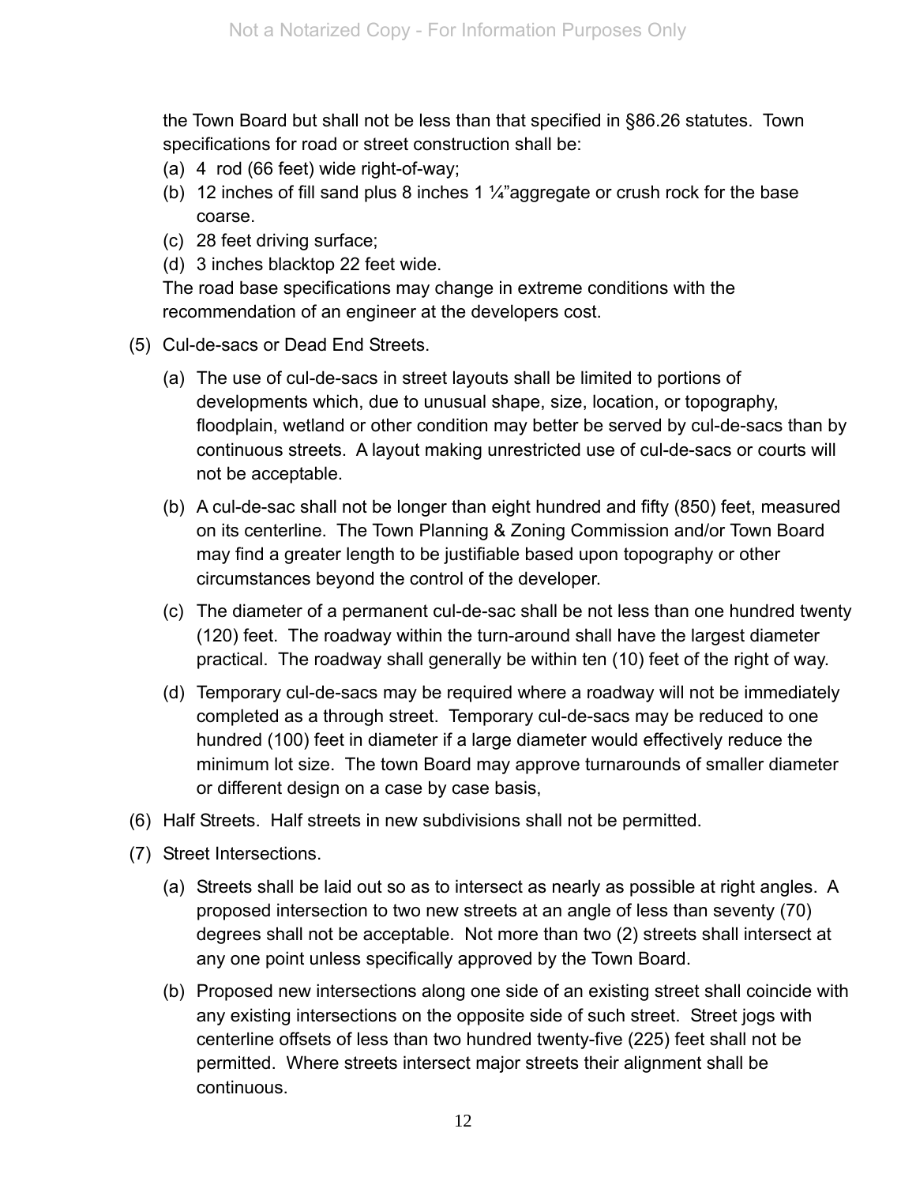the Town Board but shall not be less than that specified in §86.26 statutes. Town specifications for road or street construction shall be:

(a) 4 rod (66 feet) wide right-of-way;

(b) 12 inches of fill sand plus 8 inches 1 ¼"aggregate or crush rock for the base coarse.

(c) 28 feet driving surface;

(d) 3 inches blacktop 22 feet wide.

The road base specifications may change in extreme conditions with the recommendation of an engineer at the developers cost.

(5) Cul-de-sacs or Dead End Streets.

(a) The use of cul-de-sacs in street layouts shall be limited to portions of developments which, due to unusual shape, size, location, or topography, floodplain, wetland or other condition may better be served by cul-de-sacs than by continuous streets. A layout making unrestricted use of cul-de-sacs or courts will not be acceptable.

(b) A cul-de-sac shall not be longer than eight hundred and fifty (850) feet, measured on its centerline. The Town Planning & Zoning Commission and/or Town Board may find a greater length to be justifiable based upon topography or other circumstances beyond the control of the developer.

(c) The diameter of a permanent cul-de-sac shall be not less than one hundred twenty (120) feet. The roadway within the turn-around shall have the largest diameter practical. The roadway shall generally be within ten (10) feet of the right of way.

(d) Temporary cul-de-sacs may be required where a roadway will not be immediately completed as a through street. Temporary cul-de-sacs may be reduced to one hundred (100) feet in diameter if a large diameter would effectively reduce the minimum lot size. The town Board may approve turnarounds of smaller diameter or different design on a case by case basis,

(6) Half Streets. Half streets in new subdivisions shall not be permitted.

(7) Street Intersections.

(a) Streets shall be laid out so as to intersect as nearly as possible at right angles. A proposed intersection to two new streets at an angle of less than seventy (70) degrees shall not be acceptable. Not more than two (2) streets shall intersect at any one point unless specifically approved by the Town Board.

(b) Proposed new intersections along one side of an existing street shall coincide with any existing intersections on the opposite side of such street. Street jogs with centerline offsets of less than two hundred twenty-five (225) feet shall not be permitted. Where streets intersect major streets their alignment shall be continuous.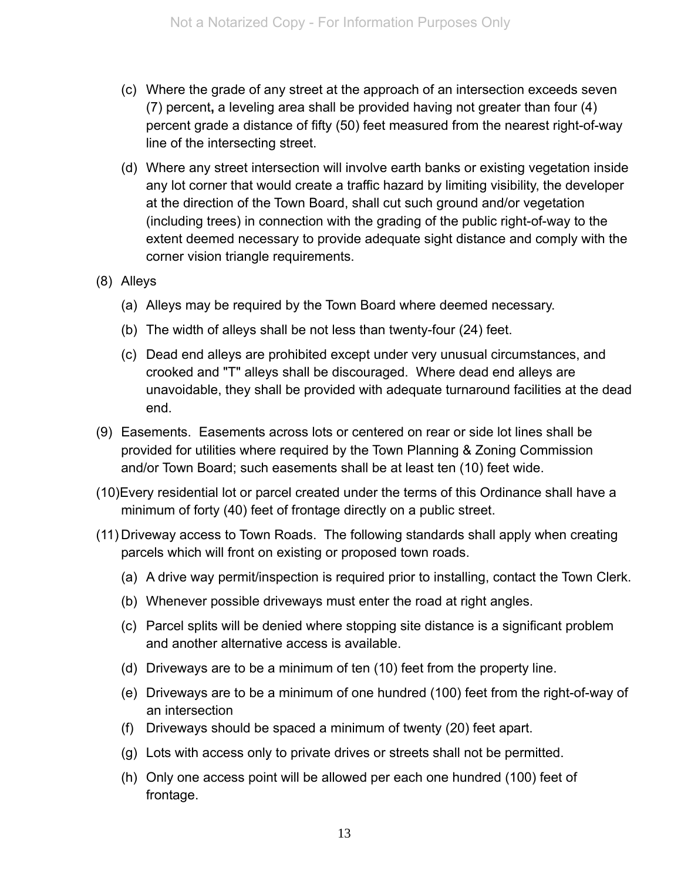(c) Where the grade of any street at the approach of an intersection exceeds seven (7) percent**,** a leveling area shall be provided having not greater than four (4) percent grade a distance of fifty (50) feet measured from the nearest right-of-way line of the intersecting street.

(d) Where any street intersection will involve earth banks or existing vegetation inside any lot corner that would create a traffic hazard by limiting visibility, the developer at the direction of the Town Board, shall cut such ground and/or vegetation (including trees) in connection with the grading of the public right-of-way to the extent deemed necessary to provide adequate sight distance and comply with the corner vision triangle requirements.

(8) Alleys

(a) Alleys may be required by the Town Board where deemed necessary.

(b) The width of alleys shall be not less than twenty-four (24) feet.

(c) Dead end alleys are prohibited except under very unusual circumstances, and crooked and "T" alleys shall be discouraged. Where dead end alleys are unavoidable, they shall be provided with adequate turnaround facilities at the dead end.

(9) Easements. Easements across lots or centered on rear or side lot lines shall be provided for utilities where required by the Town Planning & Zoning Commission and/or Town Board; such easements shall be at least ten (10) feet wide.

(10) Every residential lot or parcel created under the terms of this Ordinance shall have a minimum of forty (40) feet of frontage directly on a public street.

(11) Driveway access to Town Roads. The following standards shall apply when creating parcels which will front on existing or proposed town roads.

(a) A drive way permit/inspection is required prior to installing, contact the Town Clerk.

(b) Whenever possible driveways must enter the road at right angles.

(c) Parcel splits will be denied where stopping site distance is a significant problem and another alternative access is available.

(d) Driveways are to be a minimum of ten (10) feet from the property line.

(e) Driveways are to be a minimum of one hundred (100) feet from the right-of-way of an intersection

(f) Driveways should be spaced a minimum of twenty (20) feet apart.

(g) Lots with access only to private drives or streets shall not be permitted.

(h) Only one access point will be allowed per each one hundred (100) feet of frontage.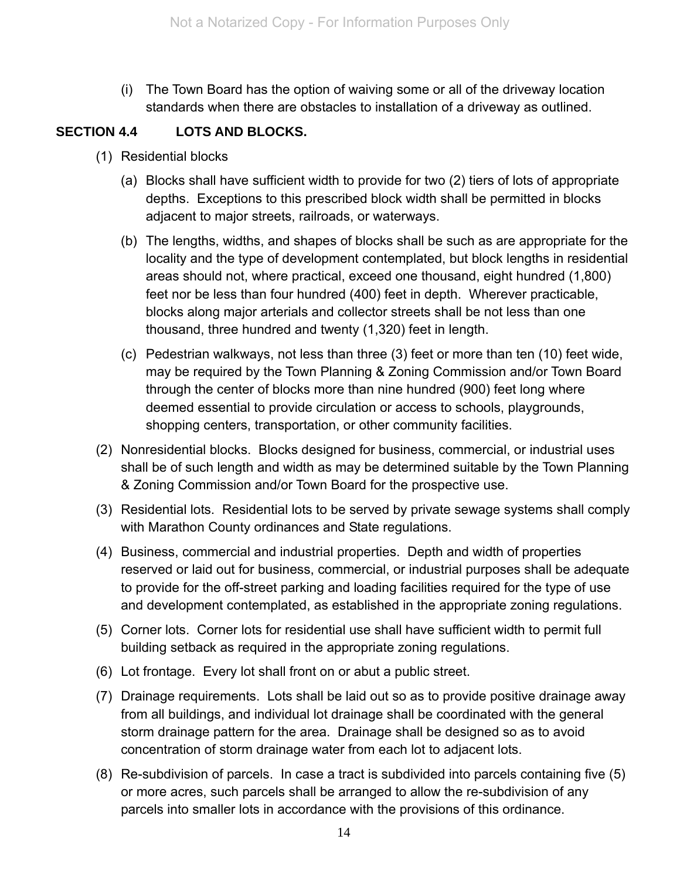(i) The Town Board has the option of waiving some or all of the driveway location standards when there are obstacles to installation of a driveway as outlined.

## SECTION 4.4 LOTS AND BLOCKS.

(1) Residential blocks

(a) Blocks shall have sufficient width to provide for two (2) tiers of lots of appropriate depths. Exceptions to this prescribed block width shall be permitted in blocks adjacent to major streets, railroads, or waterways.

(b) The lengths, widths, and shapes of blocks shall be such as are appropriate for the locality and the type of development contemplated, but block lengths in residential areas should not, where practical, exceed one thousand, eight hundred (1,800) feet nor be less than four hundred (400) feet in depth. Wherever practicable, blocks along major arterials and collector streets shall be not less than one thousand, three hundred and twenty (1,320) feet in length.

(c) Pedestrian walkways, not less than three (3) feet or more than ten (10) feet wide, may be required by the Town Planning & Zoning Commission and/or Town Board through the center of blocks more than nine hundred (900) feet long where deemed essential to provide circulation or access to schools, playgrounds, shopping centers, transportation, or other community facilities.

(2) Nonresidential blocks. Blocks designed for business, commercial, or industrial uses shall be of such length and width as may be determined suitable by the Town Planning & Zoning Commission and/or Town Board for the prospective use.

(3) Residential lots. Residential lots to be served by private sewage systems shall comply with Marathon County ordinances and State regulations.

(4) Business, commercial and industrial properties. Depth and width of properties reserved or laid out for business, commercial, or industrial purposes shall be adequate to provide for the off-street parking and loading facilities required for the type of use and development contemplated, as established in the appropriate zoning regulations.

(5) Corner lots. Corner lots for residential use shall have sufficient width to permit full building setback as required in the appropriate zoning regulations.

(6) Lot frontage. Every lot shall front on or abut a public street.

(7) Drainage requirements. Lots shall be laid out so as to provide positive drainage away from all buildings, and individual lot drainage shall be coordinated with the general storm drainage pattern for the area. Drainage shall be designed so as to avoid concentration of storm drainage water from each lot to adjacent lots.

(8) Re-subdivision of parcels. In case a tract is subdivided into parcels containing five (5) or more acres, such parcels shall be arranged to allow the re-subdivision of any parcels into smaller lots in accordance with the provisions of this ordinance.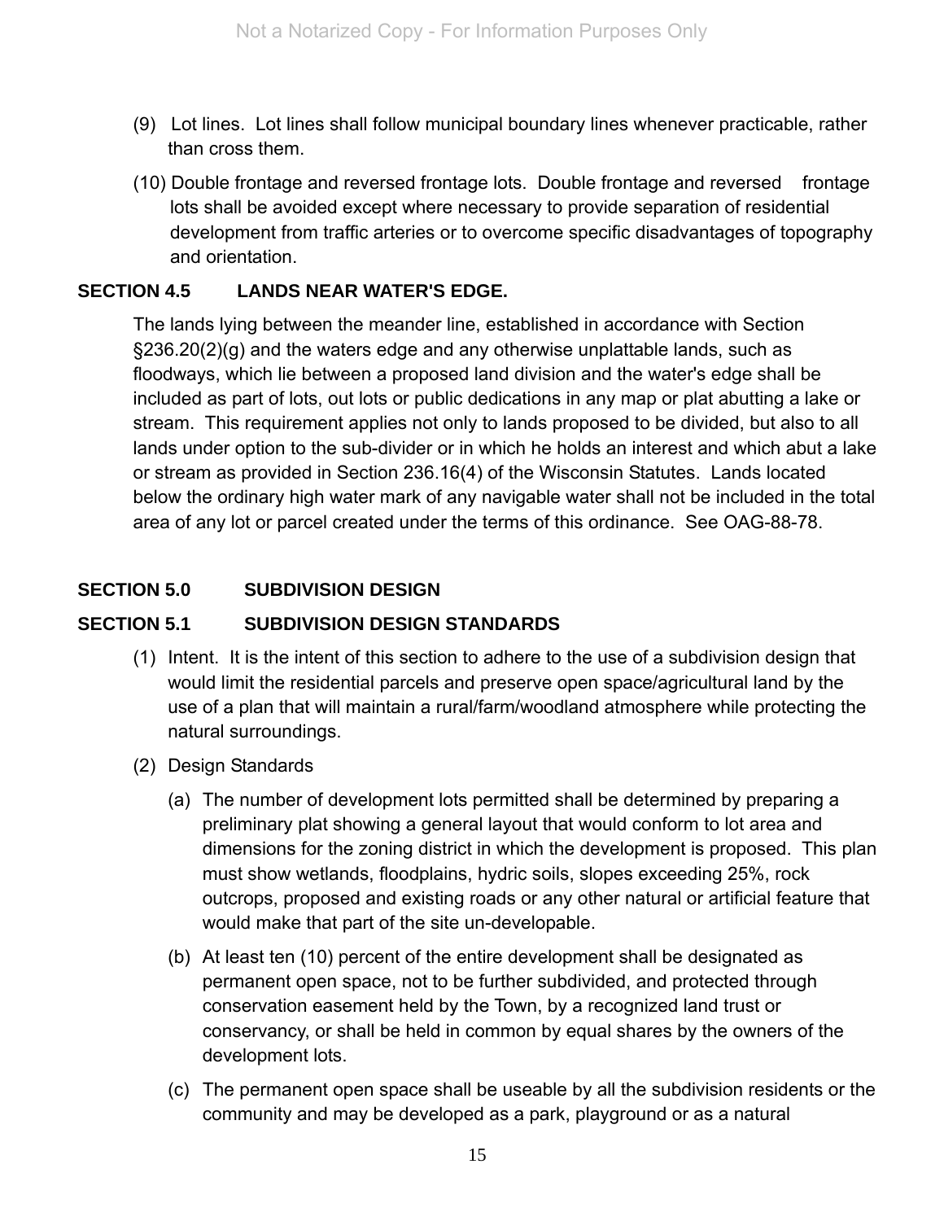(9) Lot lines. Lot lines shall follow municipal boundary lines whenever practicable, rather than cross them.

(10) Double frontage and reversed frontage lots. Double frontage and reversed frontage lots shall be avoided except where necessary to provide separation of residential development from traffic arteries or to overcome specific disadvantages of topography and orientation.

## SECTION 4.5 LANDS NEAR WATER'S EDGE.

The lands lying between the meander line, established in accordance with Section §236.20(2)(g) and the waters edge and any otherwise unplattable lands, such as floodways, which lie between a proposed land division and the water's edge shall be included as part of lots, out lots or public dedications in any map or plat abutting a lake or stream. This requirement applies not only to lands proposed to be divided, but also to all lands under option to the sub-divider or in which he holds an interest and which abut a lake or stream as provided in Section 236.16(4) of the Wisconsin Statutes. Lands located below the ordinary high water mark of any navigable water shall not be included in the total area of any lot or parcel created under the terms of this ordinance. See OAG-88-78.

# SECTION 5.0 SUBDIVISION DESIGN

## SECTION 5.1 SUBDIVISION DESIGN STANDARDS

(1) Intent. It is the intent of this section to adhere to the use of a subdivision design that would limit the residential parcels and preserve open space/agricultural land by the use of a plan that will maintain a rural/farm/woodland atmosphere while protecting the natural surroundings.

(2) Design Standards

   (a) The number of development lots permitted shall be determined by preparing a preliminary plat showing a general layout that would conform to lot area and dimensions for the zoning district in which the development is proposed. This plan must show wetlands, floodplains, hydric soils, slopes exceeding 25%, rock outcrops, proposed and existing roads or any other natural or artificial feature that would make that part of the site un-developable.

   (b) At least ten (10) percent of the entire development shall be designated as permanent open space, not to be further subdivided, and protected through conservation easement held by the Town, by a recognized land trust or conservancy, or shall be held in common by equal shares by the owners of the development lots.

   (c) The permanent open space shall be useable by all the subdivision residents or the community and may be developed as a park, playground or as a natural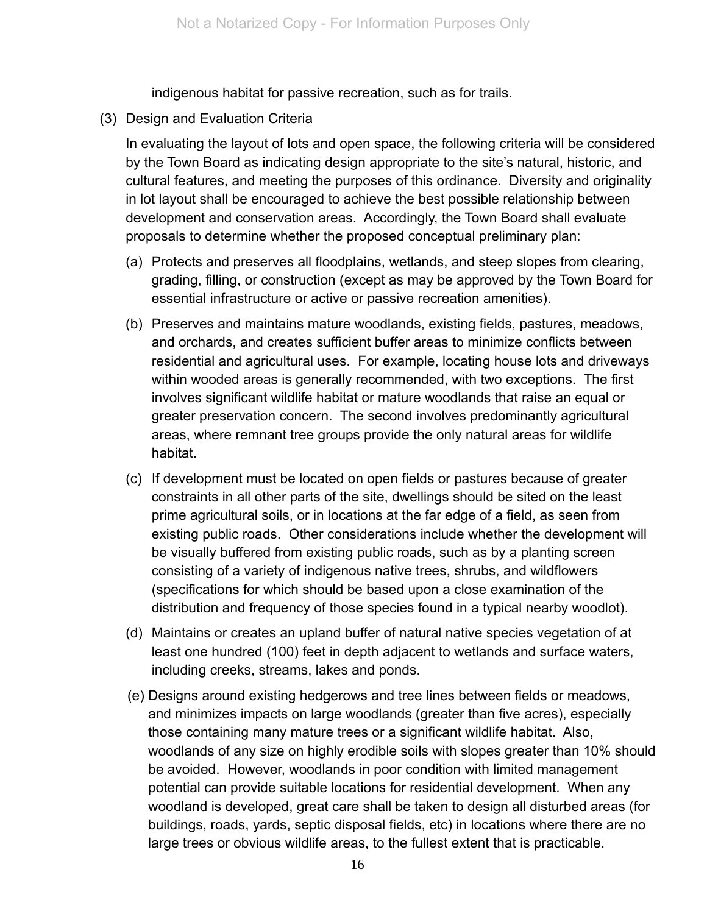indigenous habitat for passive recreation, such as for trails.

(3) Design and Evaluation Criteria

In evaluating the layout of lots and open space, the following criteria will be considered by the Town Board as indicating design appropriate to the site's natural, historic, and cultural features, and meeting the purposes of this ordinance. Diversity and originality in lot layout shall be encouraged to achieve the best possible relationship between development and conservation areas. Accordingly, the Town Board shall evaluate proposals to determine whether the proposed conceptual preliminary plan:

(a) Protects and preserves all floodplains, wetlands, and steep slopes from clearing, grading, filling, or construction (except as may be approved by the Town Board for essential infrastructure or active or passive recreation amenities).

(b) Preserves and maintains mature woodlands, existing fields, pastures, meadows, and orchards, and creates sufficient buffer areas to minimize conflicts between residential and agricultural uses. For example, locating house lots and driveways within wooded areas is generally recommended, with two exceptions. The first involves significant wildlife habitat or mature woodlands that raise an equal or greater preservation concern. The second involves predominantly agricultural areas, where remnant tree groups provide the only natural areas for wildlife habitat.

(c) If development must be located on open fields or pastures because of greater constraints in all other parts of the site, dwellings should be sited on the least prime agricultural soils, or in locations at the far edge of a field, as seen from existing public roads. Other considerations include whether the development will be visually buffered from existing public roads, such as by a planting screen consisting of a variety of indigenous native trees, shrubs, and wildflowers (specifications for which should be based upon a close examination of the distribution and frequency of those species found in a typical nearby woodlot).

(d) Maintains or creates an upland buffer of natural native species vegetation of at least one hundred (100) feet in depth adjacent to wetlands and surface waters, including creeks, streams, lakes and ponds.

(e) Designs around existing hedgerows and tree lines between fields or meadows, and minimizes impacts on large woodlands (greater than five acres), especially those containing many mature trees or a significant wildlife habitat. Also, woodlands of any size on highly erodible soils with slopes greater than 10% should be avoided. However, woodlands in poor condition with limited management potential can provide suitable locations for residential development. When any woodland is developed, great care shall be taken to design all disturbed areas (for buildings, roads, yards, septic disposal fields, etc) in locations where there are no large trees or obvious wildlife areas, to the fullest extent that is practicable.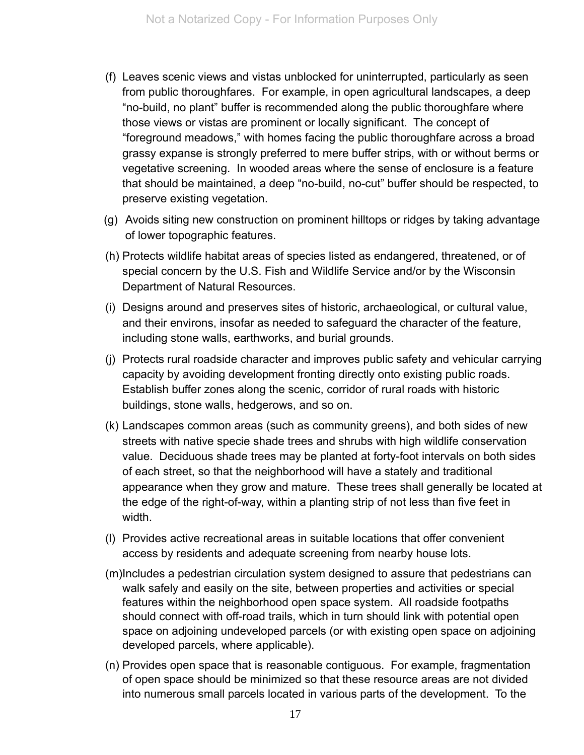(f) Leaves scenic views and vistas unblocked for uninterrupted, particularly as seen from public thoroughfares. For example, in open agricultural landscapes, a deep "no-build, no plant" buffer is recommended along the public thoroughfare where those views or vistas are prominent or locally significant. The concept of "foreground meadows," with homes facing the public thoroughfare across a broad grassy expanse is strongly preferred to mere buffer strips, with or without berms or vegetative screening. In wooded areas where the sense of enclosure is a feature that should be maintained, a deep "no-build, no-cut" buffer should be respected, to preserve existing vegetation.

(g) Avoids siting new construction on prominent hilltops or ridges by taking advantage of lower topographic features.

(h) Protects wildlife habitat areas of species listed as endangered, threatened, or of special concern by the U.S. Fish and Wildlife Service and/or by the Wisconsin Department of Natural Resources.

(i) Designs around and preserves sites of historic, archaeological, or cultural value, and their environs, insofar as needed to safeguard the character of the feature, including stone walls, earthworks, and burial grounds.

(j) Protects rural roadside character and improves public safety and vehicular carrying capacity by avoiding development fronting directly onto existing public roads. Establish buffer zones along the scenic, corridor of rural roads with historic buildings, stone walls, hedgerows, and so on.

(k) Landscapes common areas (such as community greens), and both sides of new streets with native specie shade trees and shrubs with high wildlife conservation value. Deciduous shade trees may be planted at forty-foot intervals on both sides of each street, so that the neighborhood will have a stately and traditional appearance when they grow and mature. These trees shall generally be located at the edge of the right-of-way, within a planting strip of not less than five feet in width.

(l) Provides active recreational areas in suitable locations that offer convenient access by residents and adequate screening from nearby house lots.

(m) Includes a pedestrian circulation system designed to assure that pedestrians can walk safely and easily on the site, between properties and activities or special features within the neighborhood open space system. All roadside footpaths should connect with off-road trails, which in turn should link with potential open space on adjoining undeveloped parcels (or with existing open space on adjoining developed parcels, where applicable).

(n) Provides open space that is reasonable contiguous. For example, fragmentation of open space should be minimized so that these resource areas are not divided into numerous small parcels located in various parts of the development. To the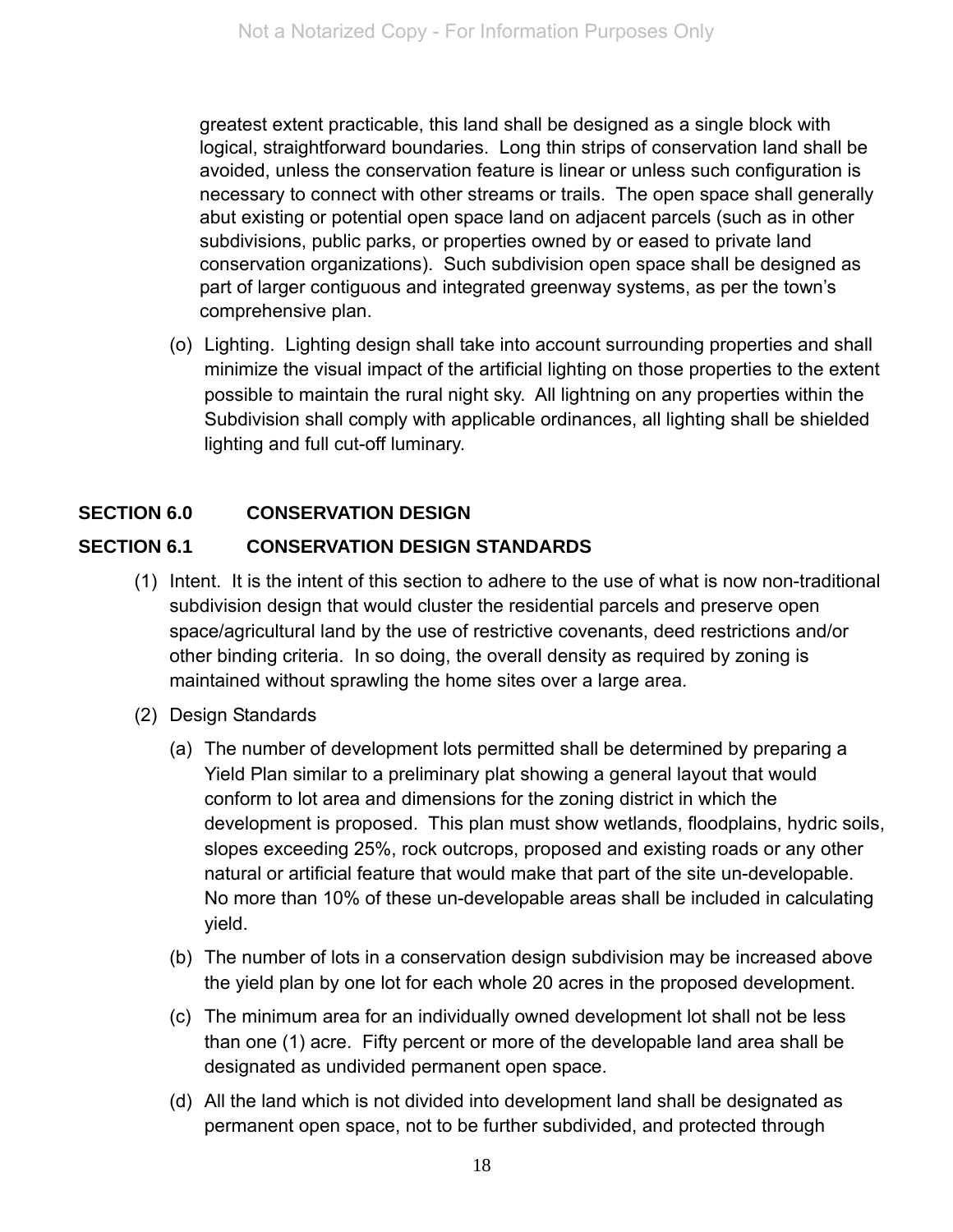greatest extent practicable, this land shall be designed as a single block with logical, straightforward boundaries. Long thin strips of conservation land shall be avoided, unless the conservation feature is linear or unless such configuration is necessary to connect with other streams or trails. The open space shall generally abut existing or potential open space land on adjacent parcels (such as in other subdivisions, public parks, or properties owned by or eased to private land conservation organizations). Such subdivision open space shall be designed as part of larger contiguous and integrated greenway systems, as per the town's comprehensive plan.

(o) Lighting. Lighting design shall take into account surrounding properties and shall minimize the visual impact of the artificial lighting on those properties to the extent possible to maintain the rural night sky. All lightning on any properties within the Subdivision shall comply with applicable ordinances, all lighting shall be shielded lighting and full cut-off luminary.

## SECTION 6.0 CONSERVATION DESIGN

## SECTION 6.1 CONSERVATION DESIGN STANDARDS

(1) Intent. It is the intent of this section to adhere to the use of what is now non-traditional subdivision design that would cluster the residential parcels and preserve open space/agricultural land by the use of restrictive covenants, deed restrictions and/or other binding criteria. In so doing, the overall density as required by zoning is maintained without sprawling the home sites over a large area.

(2) Design Standards

(a) The number of development lots permitted shall be determined by preparing a Yield Plan similar to a preliminary plat showing a general layout that would conform to lot area and dimensions for the zoning district in which the development is proposed. This plan must show wetlands, floodplains, hydric soils, slopes exceeding 25%, rock outcrops, proposed and existing roads or any other natural or artificial feature that would make that part of the site un-developable. No more than 10% of these un-developable areas shall be included in calculating yield.

(b) The number of lots in a conservation design subdivision may be increased above the yield plan by one lot for each whole 20 acres in the proposed development.

(c) The minimum area for an individually owned development lot shall not be less than one (1) acre. Fifty percent or more of the developable land area shall be designated as undivided permanent open space.

(d) All the land which is not divided into development land shall be designated as permanent open space, not to be further subdivided, and protected through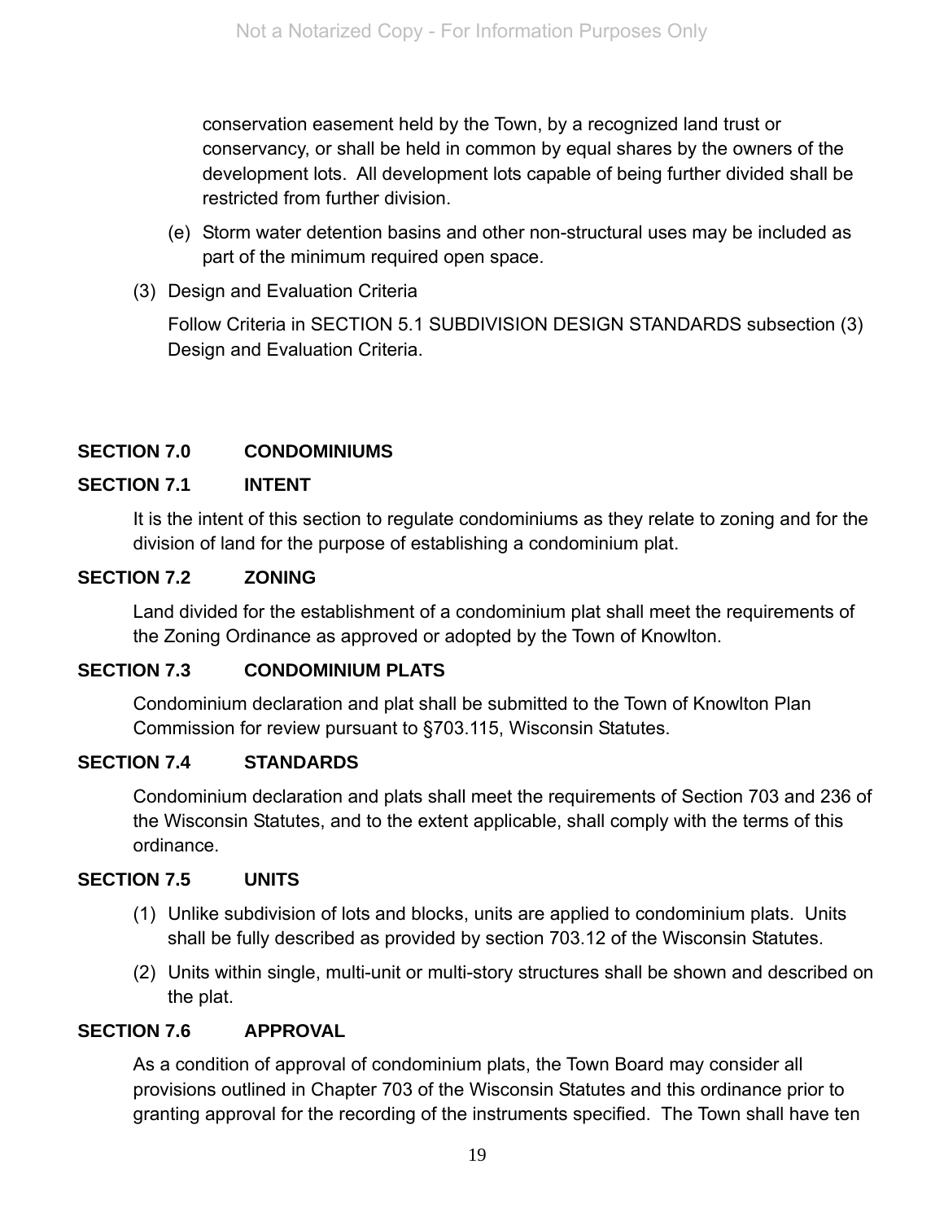conservation easement held by the Town, by a recognized land trust or conservancy, or shall be held in common by equal shares by the owners of the development lots. All development lots capable of being further divided shall be restricted from further division.

(e) Storm water detention basins and other non-structural uses may be included as part of the minimum required open space.

(3) Design and Evaluation Criteria

Follow Criteria in SECTION 5.1 SUBDIVISION DESIGN STANDARDS subsection (3) Design and Evaluation Criteria.

## SECTION 7.0 CONDOMINIUMS

### SECTION 7.1 INTENT

It is the intent of this section to regulate condominiums as they relate to zoning and for the division of land for the purpose of establishing a condominium plat.

### SECTION 7.2 ZONING

Land divided for the establishment of a condominium plat shall meet the requirements of the Zoning Ordinance as approved or adopted by the Town of Knowlton.

### SECTION 7.3 CONDOMINIUM PLATS

Condominium declaration and plat shall be submitted to the Town of Knowlton Plan Commission for review pursuant to §703.115, Wisconsin Statutes.

### SECTION 7.4 STANDARDS

Condominium declaration and plats shall meet the requirements of Section 703 and 236 of the Wisconsin Statutes, and to the extent applicable, shall comply with the terms of this ordinance.

### SECTION 7.5 UNITS

(1) Unlike subdivision of lots and blocks, units are applied to condominium plats. Units shall be fully described as provided by section 703.12 of the Wisconsin Statutes.

(2) Units within single, multi-unit or multi-story structures shall be shown and described on the plat.

### SECTION 7.6 APPROVAL

As a condition of approval of condominium plats, the Town Board may consider all provisions outlined in Chapter 703 of the Wisconsin Statutes and this ordinance prior to granting approval for the recording of the instruments specified. The Town shall have ten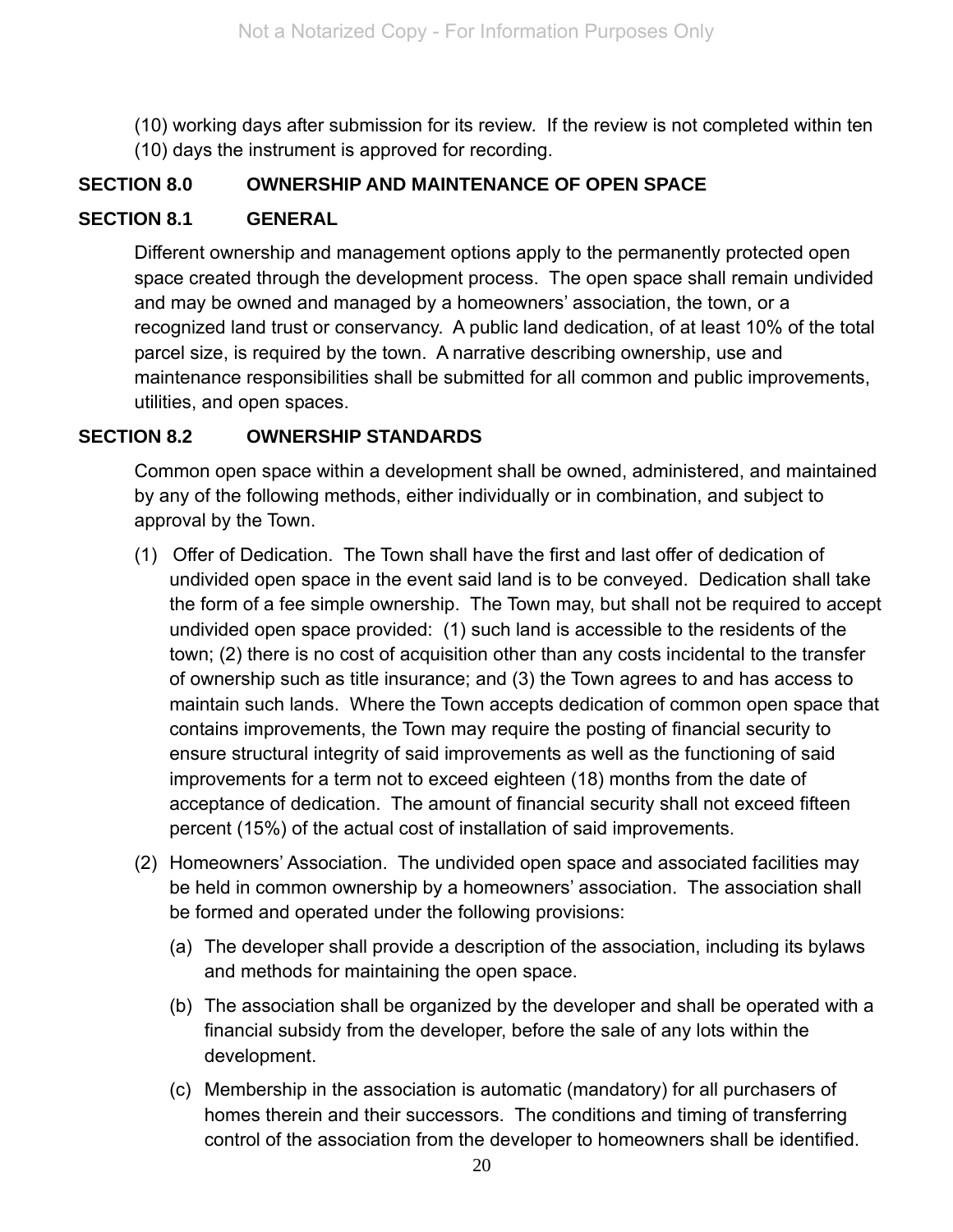(10) working days after submission for its review. If the review is not completed within ten (10) days the instrument is approved for recording.

## SECTION 8.0 OWNERSHIP AND MAINTENANCE OF OPEN SPACE

### SECTION 8.1 GENERAL

Different ownership and management options apply to the permanently protected open space created through the development process. The open space shall remain undivided and may be owned and managed by a homeowners' association, the town, or a recognized land trust or conservancy. A public land dedication, of at least 10% of the total parcel size, is required by the town. A narrative describing ownership, use and maintenance responsibilities shall be submitted for all common and public improvements, utilities, and open spaces.

### SECTION 8.2 OWNERSHIP STANDARDS

Common open space within a development shall be owned, administered, and maintained by any of the following methods, either individually or in combination, and subject to approval by the Town.

(1) Offer of Dedication. The Town shall have the first and last offer of dedication of undivided open space in the event said land is to be conveyed. Dedication shall take the form of a fee simple ownership. The Town may, but shall not be required to accept undivided open space provided: (1) such land is accessible to the residents of the town; (2) there is no cost of acquisition other than any costs incidental to the transfer of ownership such as title insurance; and (3) the Town agrees to and has access to maintain such lands. Where the Town accepts dedication of common open space that contains improvements, the Town may require the posting of financial security to ensure structural integrity of said improvements as well as the functioning of said improvements for a term not to exceed eighteen (18) months from the date of acceptance of dedication. The amount of financial security shall not exceed fifteen percent (15%) of the actual cost of installation of said improvements.

(2) Homeowners' Association. The undivided open space and associated facilities may be held in common ownership by a homeowners' association. The association shall be formed and operated under the following provisions:

(a) The developer shall provide a description of the association, including its bylaws and methods for maintaining the open space.

(b) The association shall be organized by the developer and shall be operated with a financial subsidy from the developer, before the sale of any lots within the development.

(c) Membership in the association is automatic (mandatory) for all purchasers of homes therein and their successors. The conditions and timing of transferring control of the association from the developer to homeowners shall be identified.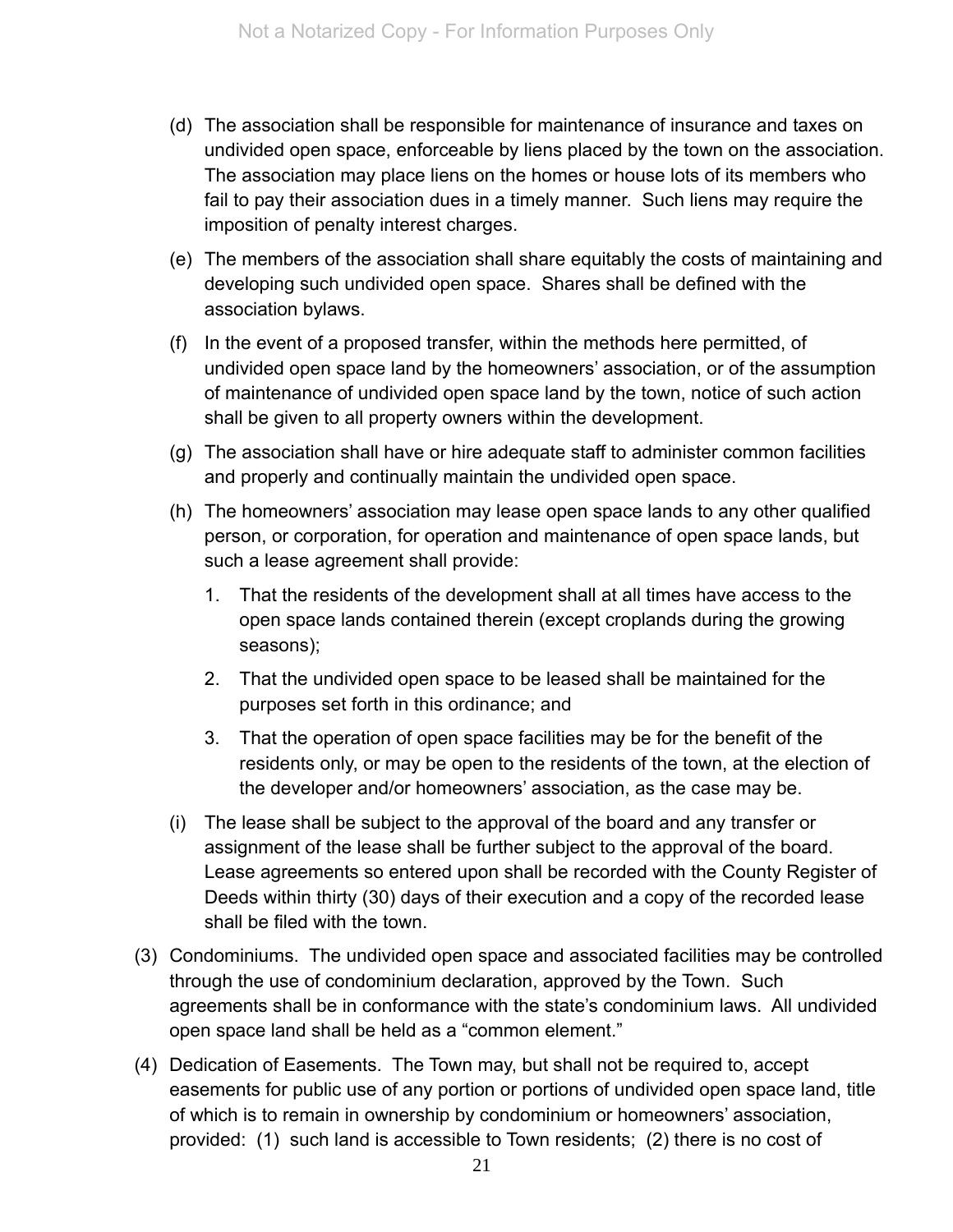(d) The association shall be responsible for maintenance of insurance and taxes on undivided open space, enforceable by liens placed by the town on the association. The association may place liens on the homes or house lots of its members who fail to pay their association dues in a timely manner. Such liens may require the imposition of penalty interest charges.

(e) The members of the association shall share equitably the costs of maintaining and developing such undivided open space. Shares shall be defined with the association bylaws.

(f) In the event of a proposed transfer, within the methods here permitted, of undivided open space land by the homeowners' association, or of the assumption of maintenance of undivided open space land by the town, notice of such action shall be given to all property owners within the development.

(g) The association shall have or hire adequate staff to administer common facilities and properly and continually maintain the undivided open space.

(h) The homeowners' association may lease open space lands to any other qualified person, or corporation, for operation and maintenance of open space lands, but such a lease agreement shall provide:

1. That the residents of the development shall at all times have access to the open space lands contained therein (except croplands during the growing seasons);
2. That the undivided open space to be leased shall be maintained for the purposes set forth in this ordinance; and
3. That the operation of open space facilities may be for the benefit of the residents only, or may be open to the residents of the town, at the election of the developer and/or homeowners' association, as the case may be.

(i) The lease shall be subject to the approval of the board and any transfer or assignment of the lease shall be further subject to the approval of the board. Lease agreements so entered upon shall be recorded with the County Register of Deeds within thirty (30) days of their execution and a copy of the recorded lease shall be filed with the town.

(3) Condominiums. The undivided open space and associated facilities may be controlled through the use of condominium declaration, approved by the Town. Such agreements shall be in conformance with the state's condominium laws. All undivided open space land shall be held as a "common element."

(4) Dedication of Easements. The Town may, but shall not be required to, accept easements for public use of any portion or portions of undivided open space land, title of which is to remain in ownership by condominium or homeowners' association, provided: (1) such land is accessible to Town residents; (2) there is no cost of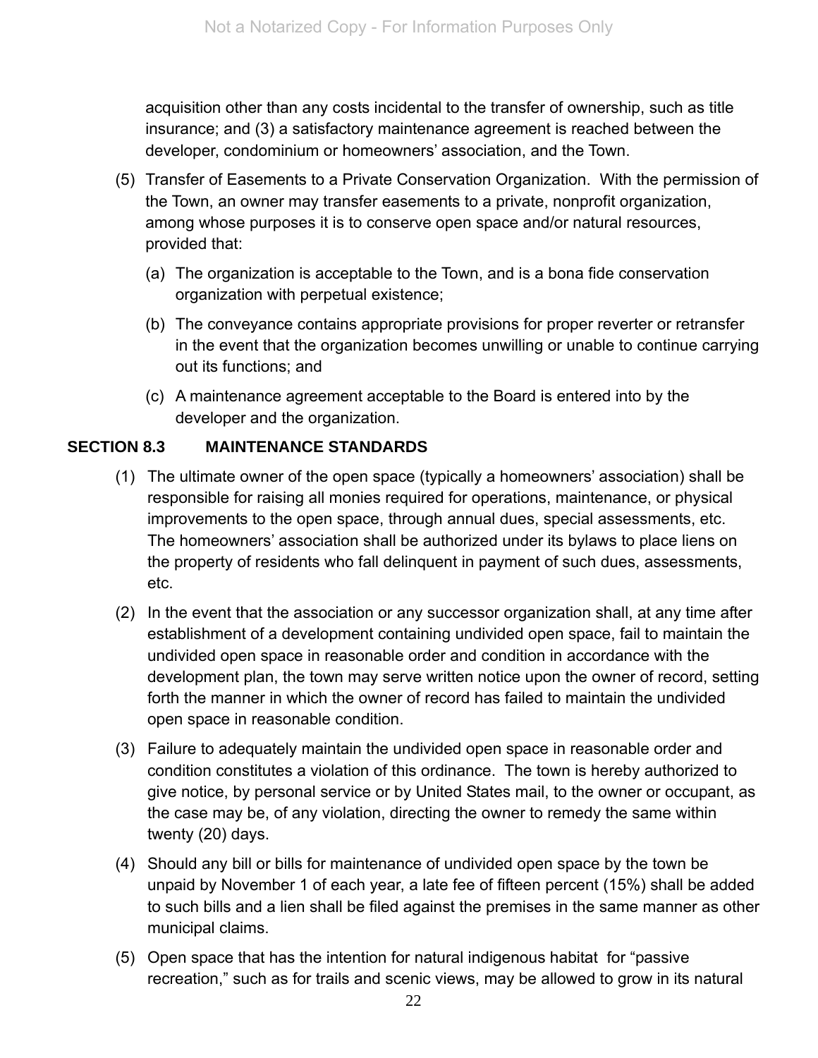acquisition other than any costs incidental to the transfer of ownership, such as title insurance; and (3) a satisfactory maintenance agreement is reached between the developer, condominium or homeowners' association, and the Town.

(5) Transfer of Easements to a Private Conservation Organization. With the permission of the Town, an owner may transfer easements to a private, nonprofit organization, among whose purposes it is to conserve open space and/or natural resources, provided that:

   (a) The organization is acceptable to the Town, and is a bona fide conservation organization with perpetual existence;

   (b) The conveyance contains appropriate provisions for proper reverter or retransfer in the event that the organization becomes unwilling or unable to continue carrying out its functions; and

   (c) A maintenance agreement acceptable to the Board is entered into by the developer and the organization.

## SECTION 8.3 MAINTENANCE STANDARDS

(1) The ultimate owner of the open space (typically a homeowners' association) shall be responsible for raising all monies required for operations, maintenance, or physical improvements to the open space, through annual dues, special assessments, etc. The homeowners' association shall be authorized under its bylaws to place liens on the property of residents who fall delinquent in payment of such dues, assessments, etc.

(2) In the event that the association or any successor organization shall, at any time after establishment of a development containing undivided open space, fail to maintain the undivided open space in reasonable order and condition in accordance with the development plan, the town may serve written notice upon the owner of record, setting forth the manner in which the owner of record has failed to maintain the undivided open space in reasonable condition.

(3) Failure to adequately maintain the undivided open space in reasonable order and condition constitutes a violation of this ordinance. The town is hereby authorized to give notice, by personal service or by United States mail, to the owner or occupant, as the case may be, of any violation, directing the owner to remedy the same within twenty (20) days.

(4) Should any bill or bills for maintenance of undivided open space by the town be unpaid by November 1 of each year, a late fee of fifteen percent (15%) shall be added to such bills and a lien shall be filed against the premises in the same manner as other municipal claims.

(5) Open space that has the intention for natural indigenous habitat for "passive recreation," such as for trails and scenic views, may be allowed to grow in its natural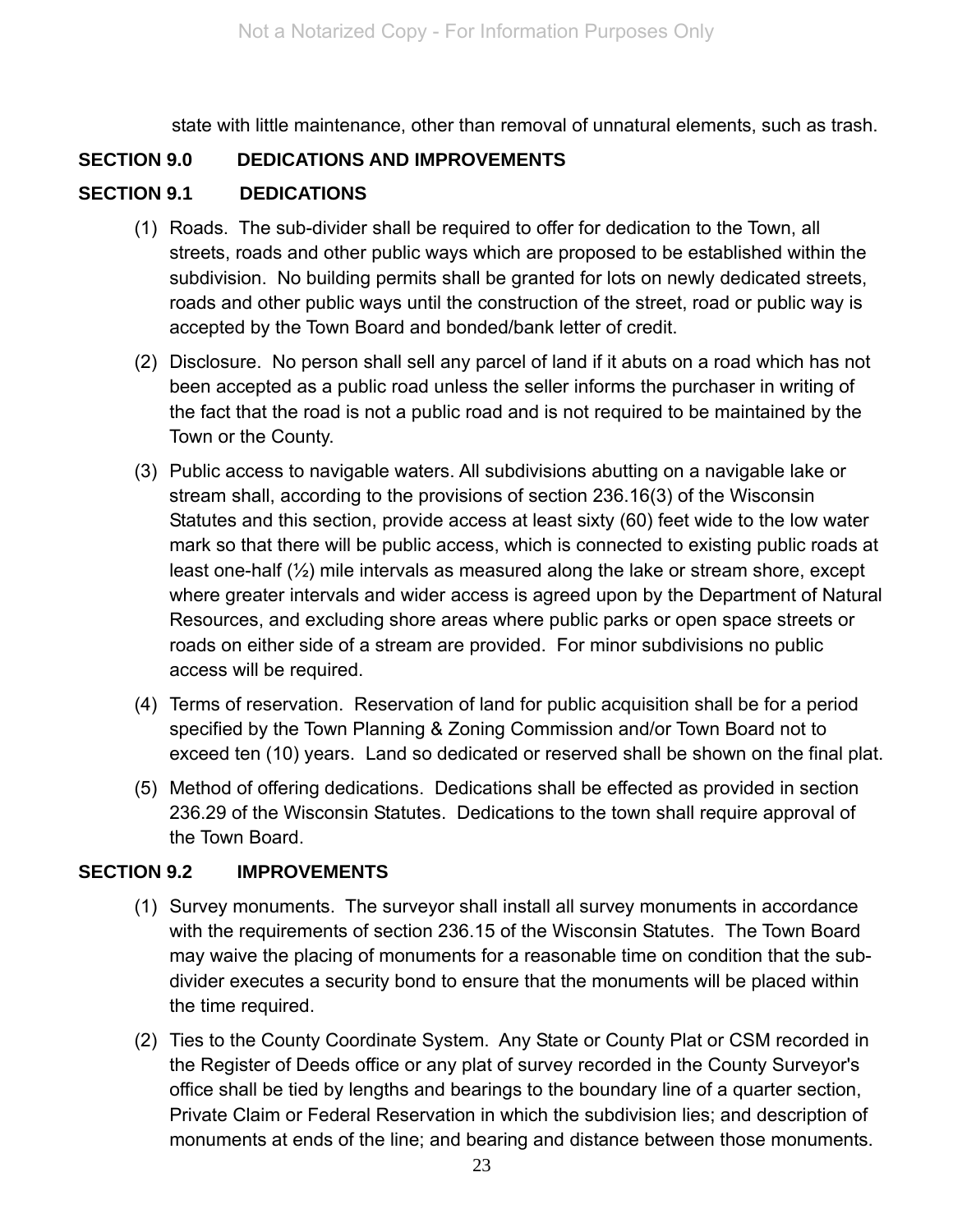state with little maintenance, other than removal of unnatural elements, such as trash.

## SECTION 9.0 DEDICATIONS AND IMPROVEMENTS

### SECTION 9.1 DEDICATIONS

(1) Roads. The sub-divider shall be required to offer for dedication to the Town, all streets, roads and other public ways which are proposed to be established within the subdivision. No building permits shall be granted for lots on newly dedicated streets, roads and other public ways until the construction of the street, road or public way is accepted by the Town Board and bonded/bank letter of credit.

(2) Disclosure. No person shall sell any parcel of land if it abuts on a road which has not been accepted as a public road unless the seller informs the purchaser in writing of the fact that the road is not a public road and is not required to be maintained by the Town or the County.

(3) Public access to navigable waters. All subdivisions abutting on a navigable lake or stream shall, according to the provisions of section 236.16(3) of the Wisconsin Statutes and this section, provide access at least sixty (60) feet wide to the low water mark so that there will be public access, which is connected to existing public roads at least one-half (½) mile intervals as measured along the lake or stream shore, except where greater intervals and wider access is agreed upon by the Department of Natural Resources, and excluding shore areas where public parks or open space streets or roads on either side of a stream are provided. For minor subdivisions no public access will be required.

(4) Terms of reservation. Reservation of land for public acquisition shall be for a period specified by the Town Planning & Zoning Commission and/or Town Board not to exceed ten (10) years. Land so dedicated or reserved shall be shown on the final plat.

(5) Method of offering dedications. Dedications shall be effected as provided in section 236.29 of the Wisconsin Statutes. Dedications to the town shall require approval of the Town Board.

### SECTION 9.2 IMPROVEMENTS

(1) Survey monuments. The surveyor shall install all survey monuments in accordance with the requirements of section 236.15 of the Wisconsin Statutes. The Town Board may waive the placing of monuments for a reasonable time on condition that the sub-divider executes a security bond to ensure that the monuments will be placed within the time required.

(2) Ties to the County Coordinate System. Any State or County Plat or CSM recorded in the Register of Deeds office or any plat of survey recorded in the County Surveyor's office shall be tied by lengths and bearings to the boundary line of a quarter section, Private Claim or Federal Reservation in which the subdivision lies; and description of monuments at ends of the line; and bearing and distance between those monuments.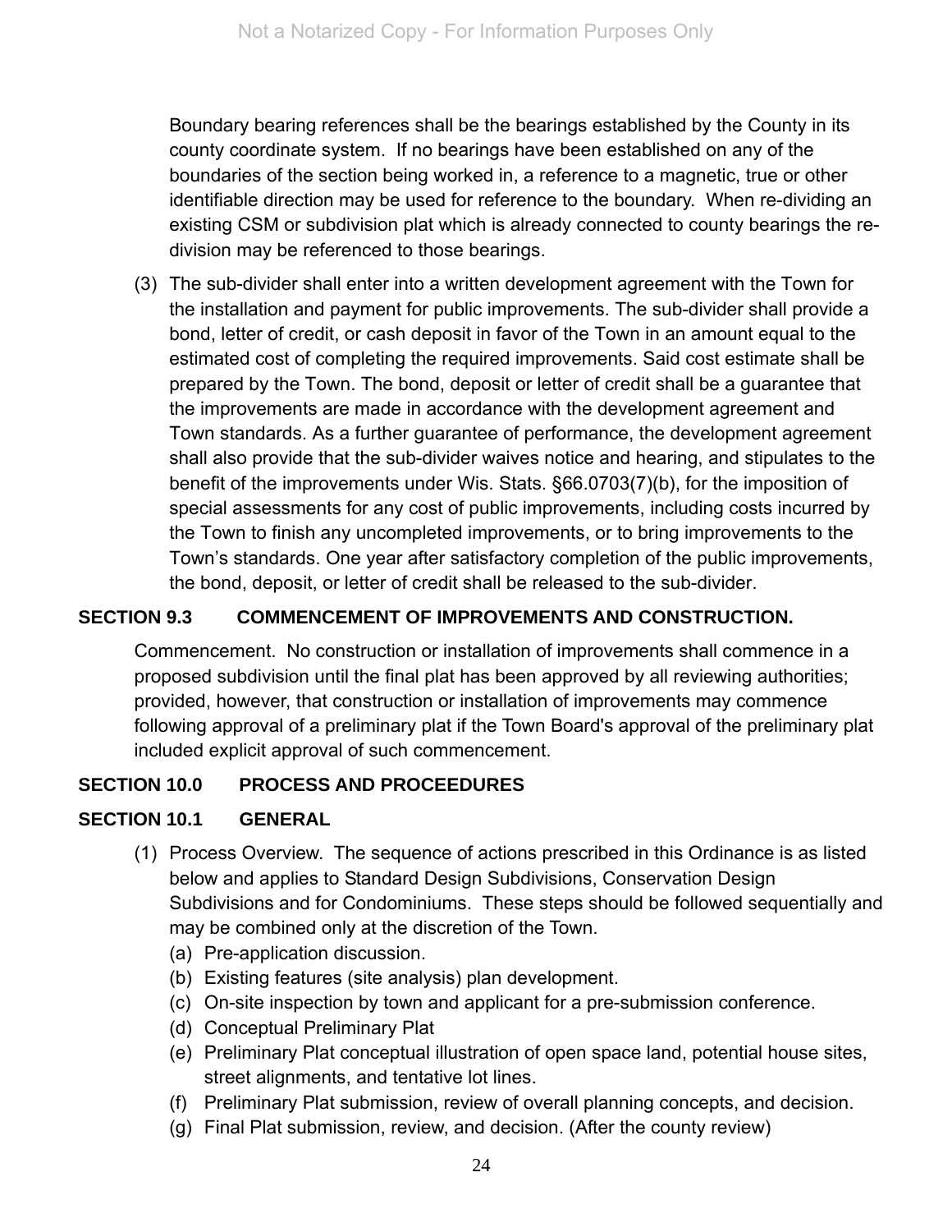Boundary bearing references shall be the bearings established by the County in its county coordinate system. If no bearings have been established on any of the boundaries of the section being worked in, a reference to a magnetic, true or other identifiable direction may be used for reference to the boundary. When re-dividing an existing CSM or subdivision plat which is already connected to county bearings the re-division may be referenced to those bearings.

(3) The sub-divider shall enter into a written development agreement with the Town for the installation and payment for public improvements. The sub-divider shall provide a bond, letter of credit, or cash deposit in favor of the Town in an amount equal to the estimated cost of completing the required improvements. Said cost estimate shall be prepared by the Town. The bond, deposit or letter of credit shall be a guarantee that the improvements are made in accordance with the development agreement and Town standards. As a further guarantee of performance, the development agreement shall also provide that the sub-divider waives notice and hearing, and stipulates to the benefit of the improvements under Wis. Stats. §66.0703(7)(b), for the imposition of special assessments for any cost of public improvements, including costs incurred by the Town to finish any uncompleted improvements, or to bring improvements to the Town's standards. One year after satisfactory completion of the public improvements, the bond, deposit, or letter of credit shall be released to the sub-divider.

## SECTION 9.3 COMMENCEMENT OF IMPROVEMENTS AND CONSTRUCTION.

Commencement. No construction or installation of improvements shall commence in a proposed subdivision until the final plat has been approved by all reviewing authorities; provided, however, that construction or installation of improvements may commence following approval of a preliminary plat if the Town Board's approval of the preliminary plat included explicit approval of such commencement.

## SECTION 10.0 PROCESS AND PROCEEDURES

## SECTION 10.1 GENERAL

(1) Process Overview. The sequence of actions prescribed in this Ordinance is as listed below and applies to Standard Design Subdivisions, Conservation Design Subdivisions and for Condominiums. These steps should be followed sequentially and may be combined only at the discretion of the Town.
   - (a) Pre-application discussion.
   - (b) Existing features (site analysis) plan development.
   - (c) On-site inspection by town and applicant for a pre-submission conference.
   - (d) Conceptual Preliminary Plat
   - (e) Preliminary Plat conceptual illustration of open space land, potential house sites, street alignments, and tentative lot lines.
   - (f) Preliminary Plat submission, review of overall planning concepts, and decision.
   - (g) Final Plat submission, review, and decision. (After the county review)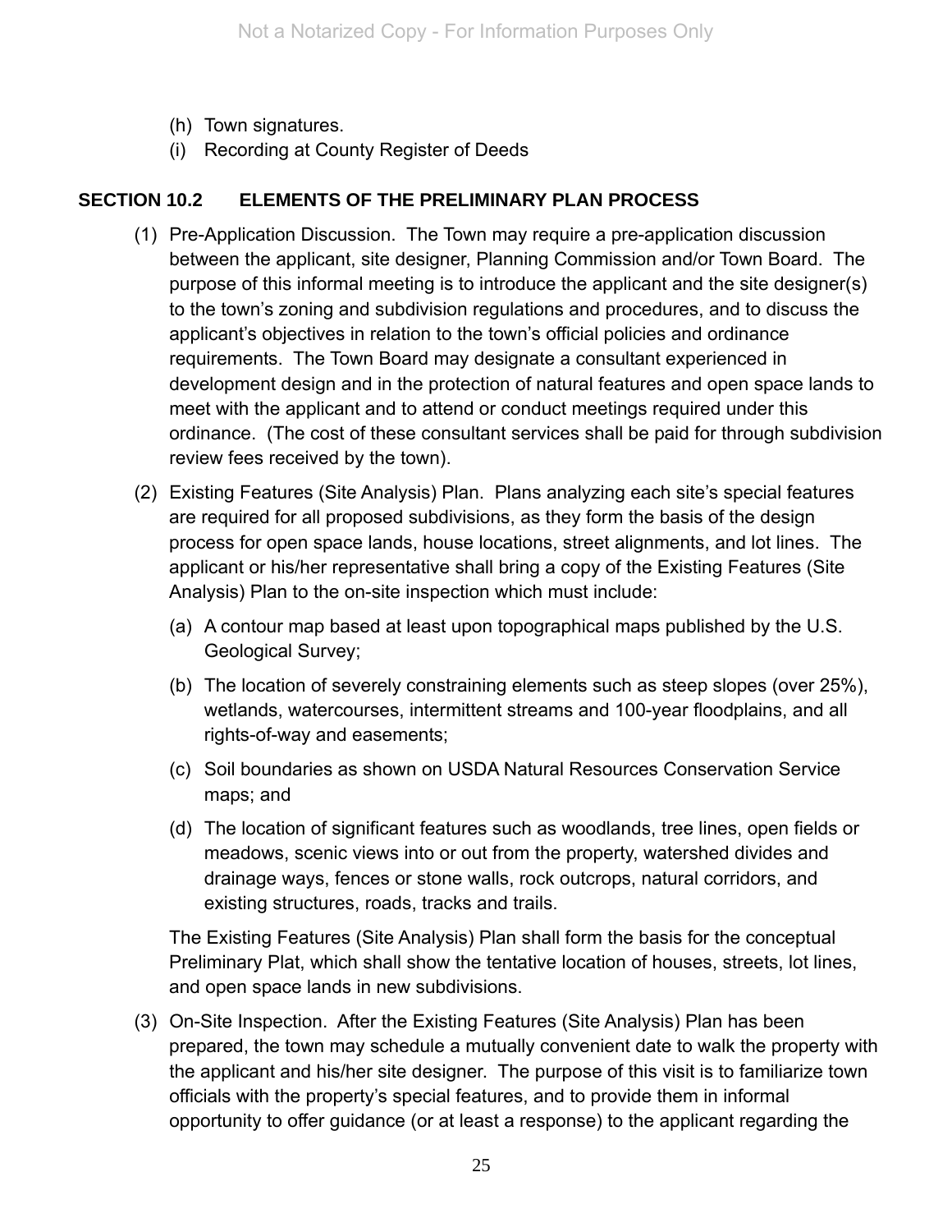(h) Town signatures.
(i) Recording at County Register of Deeds

## SECTION 10.2 ELEMENTS OF THE PRELIMINARY PLAN PROCESS

(1) Pre-Application Discussion. The Town may require a pre-application discussion between the applicant, site designer, Planning Commission and/or Town Board. The purpose of this informal meeting is to introduce the applicant and the site designer(s) to the town's zoning and subdivision regulations and procedures, and to discuss the applicant's objectives in relation to the town's official policies and ordinance requirements. The Town Board may designate a consultant experienced in development design and in the protection of natural features and open space lands to meet with the applicant and to attend or conduct meetings required under this ordinance. (The cost of these consultant services shall be paid for through subdivision review fees received by the town).

(2) Existing Features (Site Analysis) Plan. Plans analyzing each site's special features are required for all proposed subdivisions, as they form the basis of the design process for open space lands, house locations, street alignments, and lot lines. The applicant or his/her representative shall bring a copy of the Existing Features (Site Analysis) Plan to the on-site inspection which must include:

   (a) A contour map based at least upon topographical maps published by the U.S. Geological Survey;

   (b) The location of severely constraining elements such as steep slopes (over 25%), wetlands, watercourses, intermittent streams and 100-year floodplains, and all rights-of-way and easements;

   (c) Soil boundaries as shown on USDA Natural Resources Conservation Service maps; and

   (d) The location of significant features such as woodlands, tree lines, open fields or meadows, scenic views into or out from the property, watershed divides and drainage ways, fences or stone walls, rock outcrops, natural corridors, and existing structures, roads, tracks and trails.

   The Existing Features (Site Analysis) Plan shall form the basis for the conceptual Preliminary Plat, which shall show the tentative location of houses, streets, lot lines, and open space lands in new subdivisions.

(3) On-Site Inspection. After the Existing Features (Site Analysis) Plan has been prepared, the town may schedule a mutually convenient date to walk the property with the applicant and his/her site designer. The purpose of this visit is to familiarize town officials with the property's special features, and to provide them in informal opportunity to offer guidance (or at least a response) to the applicant regarding the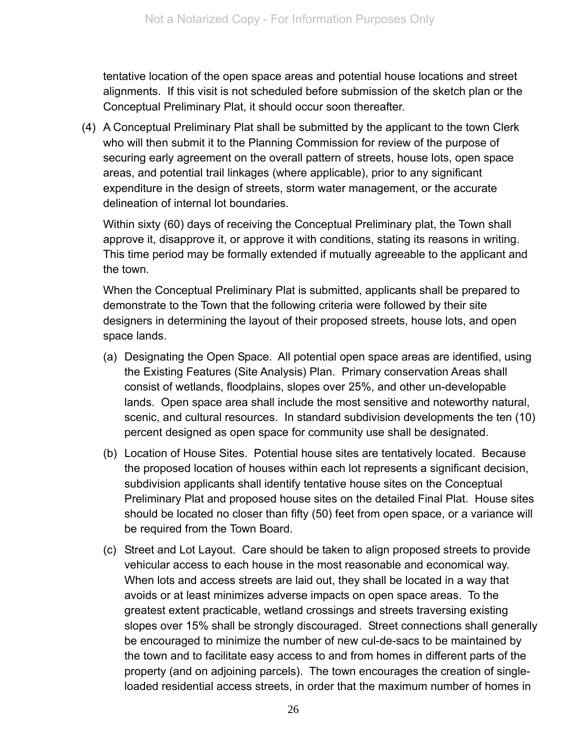tentative location of the open space areas and potential house locations and street alignments. If this visit is not scheduled before submission of the sketch plan or the Conceptual Preliminary Plat, it should occur soon thereafter.

(4) A Conceptual Preliminary Plat shall be submitted by the applicant to the town Clerk who will then submit it to the Planning Commission for review of the purpose of securing early agreement on the overall pattern of streets, house lots, open space areas, and potential trail linkages (where applicable), prior to any significant expenditure in the design of streets, storm water management, or the accurate delineation of internal lot boundaries.

Within sixty (60) days of receiving the Conceptual Preliminary plat, the Town shall approve it, disapprove it, or approve it with conditions, stating its reasons in writing. This time period may be formally extended if mutually agreeable to the applicant and the town.

When the Conceptual Preliminary Plat is submitted, applicants shall be prepared to demonstrate to the Town that the following criteria were followed by their site designers in determining the layout of their proposed streets, house lots, and open space lands.

(a) Designating the Open Space. All potential open space areas are identified, using the Existing Features (Site Analysis) Plan. Primary conservation Areas shall consist of wetlands, floodplains, slopes over 25%, and other un-developable lands. Open space area shall include the most sensitive and noteworthy natural, scenic, and cultural resources. In standard subdivision developments the ten (10) percent designed as open space for community use shall be designated.

(b) Location of House Sites. Potential house sites are tentatively located. Because the proposed location of houses within each lot represents a significant decision, subdivision applicants shall identify tentative house sites on the Conceptual Preliminary Plat and proposed house sites on the detailed Final Plat. House sites should be located no closer than fifty (50) feet from open space, or a variance will be required from the Town Board.

(c) Street and Lot Layout. Care should be taken to align proposed streets to provide vehicular access to each house in the most reasonable and economical way. When lots and access streets are laid out, they shall be located in a way that avoids or at least minimizes adverse impacts on open space areas. To the greatest extent practicable, wetland crossings and streets traversing existing slopes over 15% shall be strongly discouraged. Street connections shall generally be encouraged to minimize the number of new cul-de-sacs to be maintained by the town and to facilitate easy access to and from homes in different parts of the property (and on adjoining parcels). The town encourages the creation of single-loaded residential access streets, in order that the maximum number of homes in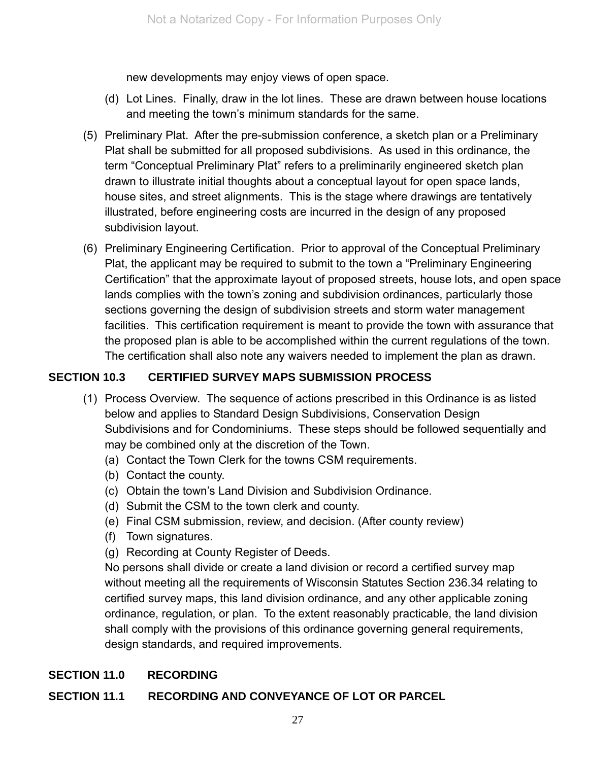new developments may enjoy views of open space.

(d) Lot Lines. Finally, draw in the lot lines. These are drawn between house locations and meeting the town's minimum standards for the same.

(5) Preliminary Plat. After the pre-submission conference, a sketch plan or a Preliminary Plat shall be submitted for all proposed subdivisions. As used in this ordinance, the term "Conceptual Preliminary Plat" refers to a preliminarily engineered sketch plan drawn to illustrate initial thoughts about a conceptual layout for open space lands, house sites, and street alignments. This is the stage where drawings are tentatively illustrated, before engineering costs are incurred in the design of any proposed subdivision layout.

(6) Preliminary Engineering Certification. Prior to approval of the Conceptual Preliminary Plat, the applicant may be required to submit to the town a "Preliminary Engineering Certification" that the approximate layout of proposed streets, house lots, and open space lands complies with the town's zoning and subdivision ordinances, particularly those sections governing the design of subdivision streets and storm water management facilities. This certification requirement is meant to provide the town with assurance that the proposed plan is able to be accomplished within the current regulations of the town. The certification shall also note any waivers needed to implement the plan as drawn.

## SECTION 10.3 CERTIFIED SURVEY MAPS SUBMISSION PROCESS

(1) Process Overview. The sequence of actions prescribed in this Ordinance is as listed below and applies to Standard Design Subdivisions, Conservation Design Subdivisions and for Condominiums. These steps should be followed sequentially and may be combined only at the discretion of the Town.

(a) Contact the Town Clerk for the towns CSM requirements.
(b) Contact the county.
(c) Obtain the town's Land Division and Subdivision Ordinance.
(d) Submit the CSM to the town clerk and county.
(e) Final CSM submission, review, and decision. (After county review)
(f) Town signatures.
(g) Recording at County Register of Deeds.

No persons shall divide or create a land division or record a certified survey map without meeting all the requirements of Wisconsin Statutes Section 236.34 relating to certified survey maps, this land division ordinance, and any other applicable zoning ordinance, regulation, or plan. To the extent reasonably practicable, the land division shall comply with the provisions of this ordinance governing general requirements, design standards, and required improvements.

## SECTION 11.0 RECORDING

## SECTION 11.1 RECORDING AND CONVEYANCE OF LOT OR PARCEL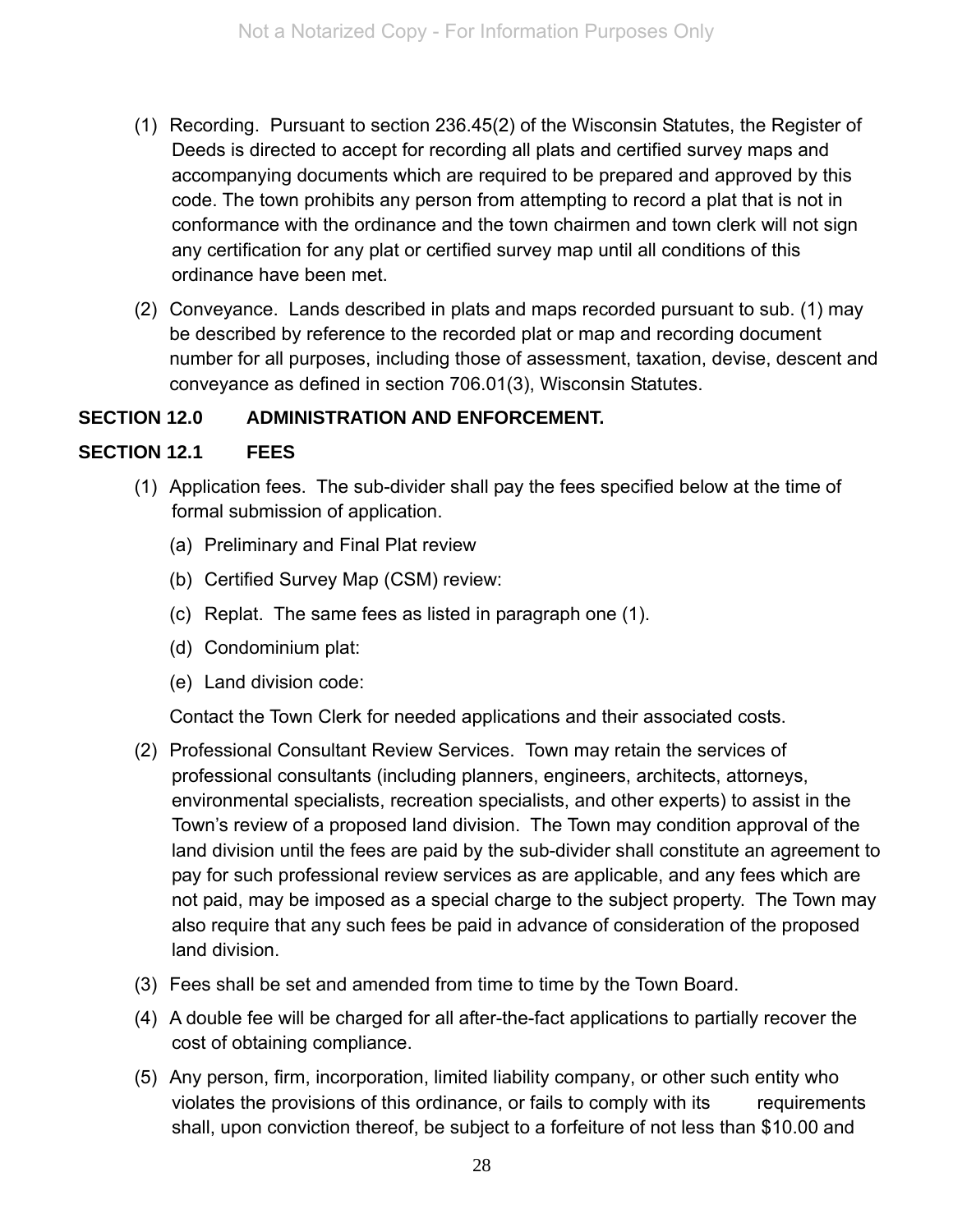(1) Recording. Pursuant to section 236.45(2) of the Wisconsin Statutes, the Register of Deeds is directed to accept for recording all plats and certified survey maps and accompanying documents which are required to be prepared and approved by this code. The town prohibits any person from attempting to record a plat that is not in conformance with the ordinance and the town chairmen and town clerk will not sign any certification for any plat or certified survey map until all conditions of this ordinance have been met.

(2) Conveyance. Lands described in plats and maps recorded pursuant to sub. (1) may be described by reference to the recorded plat or map and recording document number for all purposes, including those of assessment, taxation, devise, descent and conveyance as defined in section 706.01(3), Wisconsin Statutes.

## SECTION 12.0 ADMINISTRATION AND ENFORCEMENT.

### SECTION 12.1 FEES

(1) Application fees. The sub-divider shall pay the fees specified below at the time of formal submission of application.

  (a) Preliminary and Final Plat review

  (b) Certified Survey Map (CSM) review:

  (c) Replat. The same fees as listed in paragraph one (1).

  (d) Condominium plat:

  (e) Land division code:

  Contact the Town Clerk for needed applications and their associated costs.

(2) Professional Consultant Review Services. Town may retain the services of professional consultants (including planners, engineers, architects, attorneys, environmental specialists, recreation specialists, and other experts) to assist in the Town's review of a proposed land division. The Town may condition approval of the land division until the fees are paid by the sub-divider shall constitute an agreement to pay for such professional review services as are applicable, and any fees which are not paid, may be imposed as a special charge to the subject property. The Town may also require that any such fees be paid in advance of consideration of the proposed land division.

(3) Fees shall be set and amended from time to time by the Town Board.

(4) A double fee will be charged for all after-the-fact applications to partially recover the cost of obtaining compliance.

(5) Any person, firm, incorporation, limited liability company, or other such entity who violates the provisions of this ordinance, or fails to comply with its requirements shall, upon conviction thereof, be subject to a forfeiture of not less than $10.00 and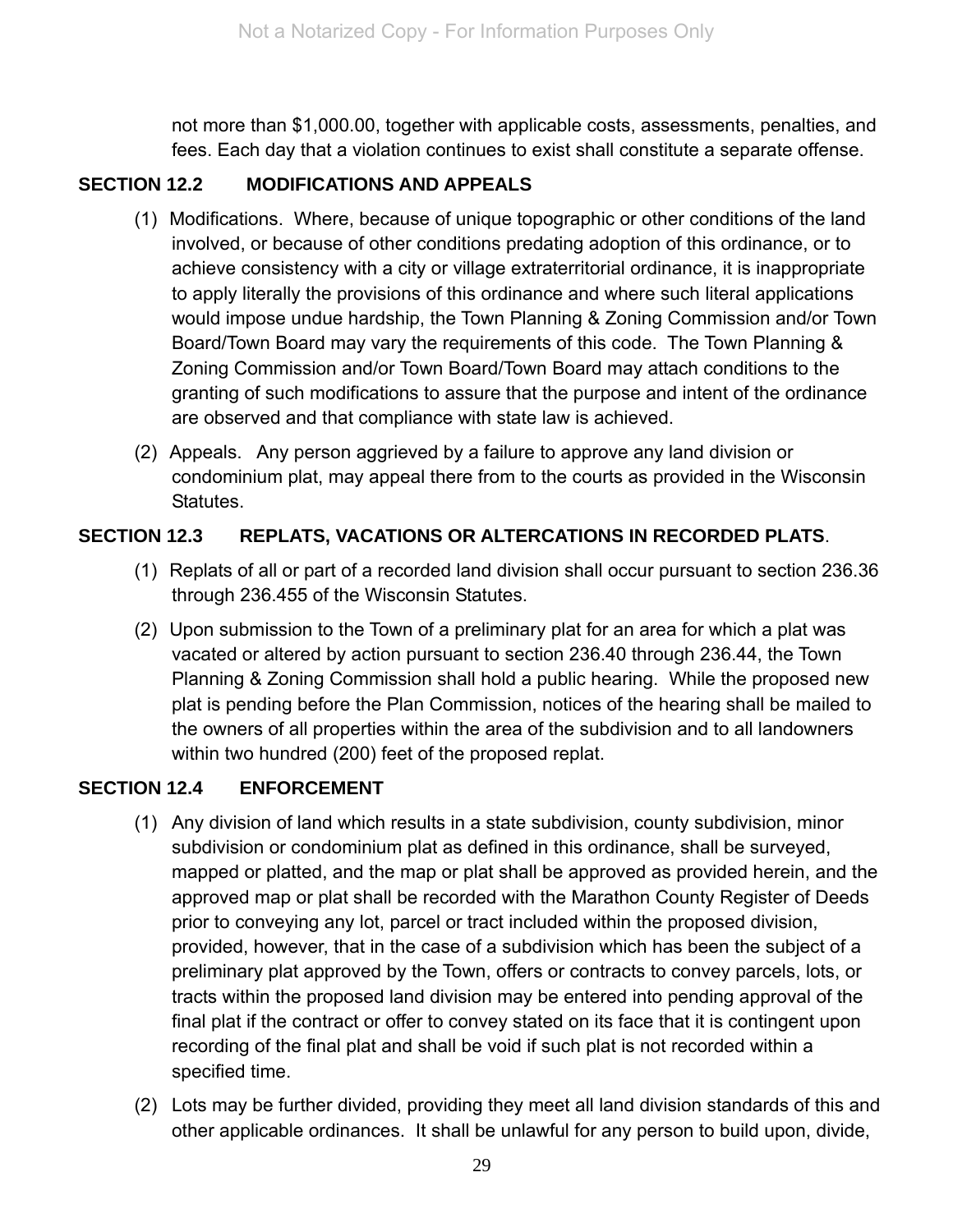not more than $1,000.00, together with applicable costs, assessments, penalties, and fees. Each day that a violation continues to exist shall constitute a separate offense.

## SECTION 12.2 MODIFICATIONS AND APPEALS

(1) Modifications. Where, because of unique topographic or other conditions of the land involved, or because of other conditions predating adoption of this ordinance, or to achieve consistency with a city or village extraterritorial ordinance, it is inappropriate to apply literally the provisions of this ordinance and where such literal applications would impose undue hardship, the Town Planning & Zoning Commission and/or Town Board/Town Board may vary the requirements of this code. The Town Planning & Zoning Commission and/or Town Board/Town Board may attach conditions to the granting of such modifications to assure that the purpose and intent of the ordinance are observed and that compliance with state law is achieved.

(2) Appeals. Any person aggrieved by a failure to approve any land division or condominium plat, may appeal there from to the courts as provided in the Wisconsin Statutes.

## SECTION 12.3 REPLATS, VACATIONS OR ALTERCATIONS IN RECORDED PLATS.

(1) Replats of all or part of a recorded land division shall occur pursuant to section 236.36 through 236.455 of the Wisconsin Statutes.

(2) Upon submission to the Town of a preliminary plat for an area for which a plat was vacated or altered by action pursuant to section 236.40 through 236.44, the Town Planning & Zoning Commission shall hold a public hearing. While the proposed new plat is pending before the Plan Commission, notices of the hearing shall be mailed to the owners of all properties within the area of the subdivision and to all landowners within two hundred (200) feet of the proposed replat.

## SECTION 12.4 ENFORCEMENT

(1) Any division of land which results in a state subdivision, county subdivision, minor subdivision or condominium plat as defined in this ordinance, shall be surveyed, mapped or platted, and the map or plat shall be approved as provided herein, and the approved map or plat shall be recorded with the Marathon County Register of Deeds prior to conveying any lot, parcel or tract included within the proposed division, provided, however, that in the case of a subdivision which has been the subject of a preliminary plat approved by the Town, offers or contracts to convey parcels, lots, or tracts within the proposed land division may be entered into pending approval of the final plat if the contract or offer to convey stated on its face that it is contingent upon recording of the final plat and shall be void if such plat is not recorded within a specified time.

(2) Lots may be further divided, providing they meet all land division standards of this and other applicable ordinances. It shall be unlawful for any person to build upon, divide,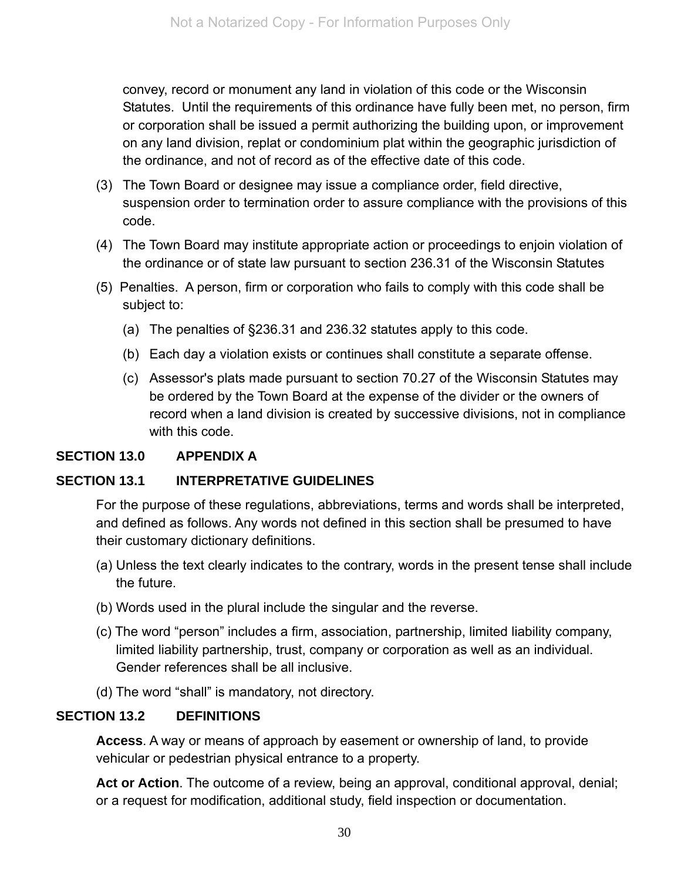convey, record or monument any land in violation of this code or the Wisconsin Statutes. Until the requirements of this ordinance have fully been met, no person, firm or corporation shall be issued a permit authorizing the building upon, or improvement on any land division, replat or condominium plat within the geographic jurisdiction of the ordinance, and not of record as of the effective date of this code.

(3) The Town Board or designee may issue a compliance order, field directive, suspension order to termination order to assure compliance with the provisions of this code.

(4) The Town Board may institute appropriate action or proceedings to enjoin violation of the ordinance or of state law pursuant to section 236.31 of the Wisconsin Statutes

(5) Penalties. A person, firm or corporation who fails to comply with this code shall be subject to:

(a) The penalties of §236.31 and 236.32 statutes apply to this code.

(b) Each day a violation exists or continues shall constitute a separate offense.

(c) Assessor's plats made pursuant to section 70.27 of the Wisconsin Statutes may be ordered by the Town Board at the expense of the divider or the owners of record when a land division is created by successive divisions, not in compliance with this code.

## SECTION 13.0 APPENDIX A

## SECTION 13.1 INTERPRETATIVE GUIDELINES

For the purpose of these regulations, abbreviations, terms and words shall be interpreted, and defined as follows. Any words not defined in this section shall be presumed to have their customary dictionary definitions.

(a) Unless the text clearly indicates to the contrary, words in the present tense shall include the future.

(b) Words used in the plural include the singular and the reverse.

(c) The word "person" includes a firm, association, partnership, limited liability company, limited liability partnership, trust, company or corporation as well as an individual. Gender references shall be all inclusive.

(d) The word "shall" is mandatory, not directory.

## SECTION 13.2 DEFINITIONS

**Access**. A way or means of approach by easement or ownership of land, to provide vehicular or pedestrian physical entrance to a property.

**Act or Action**. The outcome of a review, being an approval, conditional approval, denial; or a request for modification, additional study, field inspection or documentation.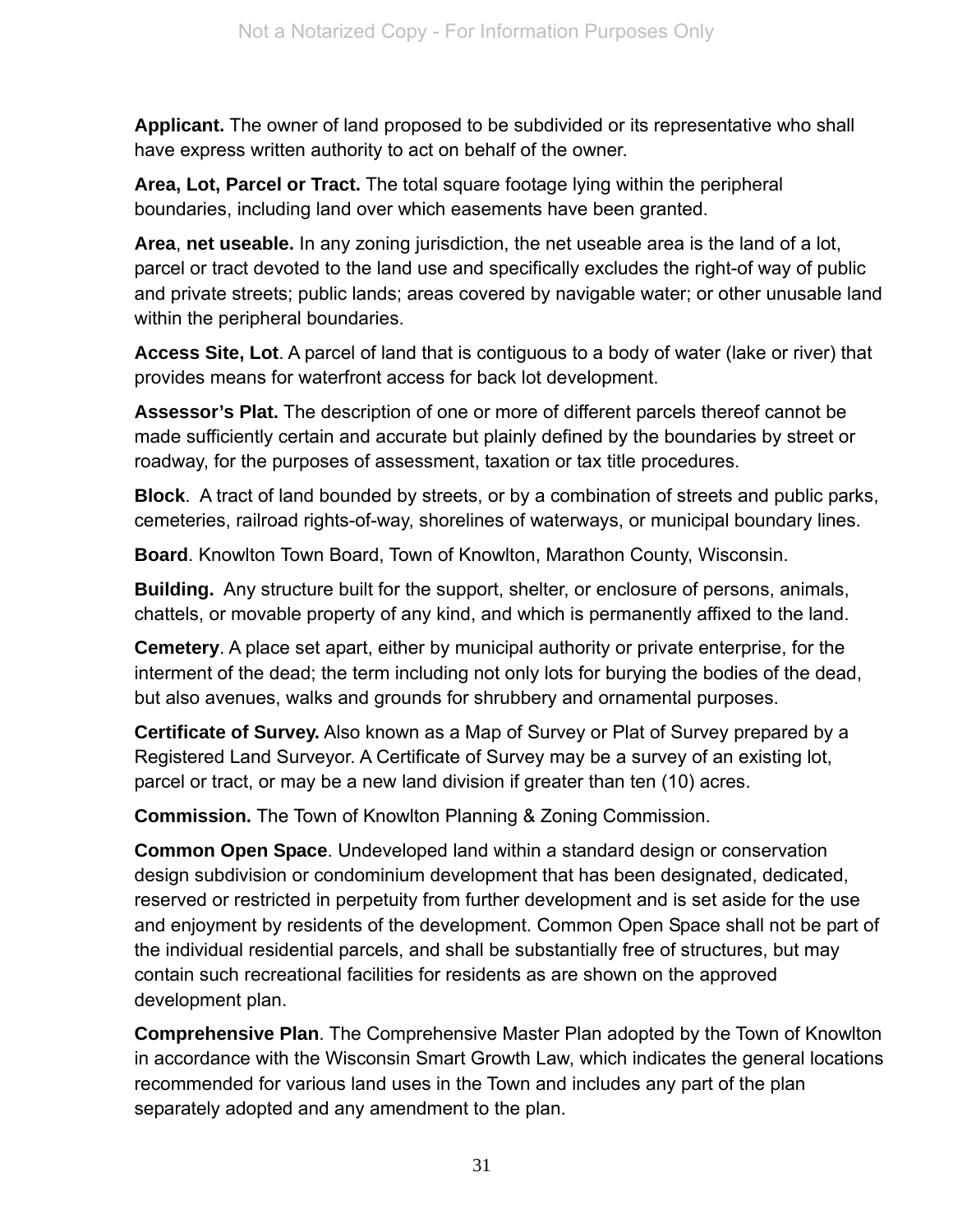**Applicant.** The owner of land proposed to be subdivided or its representative who shall have express written authority to act on behalf of the owner.

**Area, Lot, Parcel or Tract.** The total square footage lying within the peripheral boundaries, including land over which easements have been granted.

**Area**, **net useable.** In any zoning jurisdiction, the net useable area is the land of a lot, parcel or tract devoted to the land use and specifically excludes the right-of way of public and private streets; public lands; areas covered by navigable water; or other unusable land within the peripheral boundaries.

**Access Site, Lot**. A parcel of land that is contiguous to a body of water (lake or river) that provides means for waterfront access for back lot development.

**Assessor's Plat.** The description of one or more of different parcels thereof cannot be made sufficiently certain and accurate but plainly defined by the boundaries by street or roadway, for the purposes of assessment, taxation or tax title procedures.

**Block**. A tract of land bounded by streets, or by a combination of streets and public parks, cemeteries, railroad rights-of-way, shorelines of waterways, or municipal boundary lines.

**Board**. Knowlton Town Board, Town of Knowlton, Marathon County, Wisconsin.

**Building.** Any structure built for the support, shelter, or enclosure of persons, animals, chattels, or movable property of any kind, and which is permanently affixed to the land.

**Cemetery**. A place set apart, either by municipal authority or private enterprise, for the interment of the dead; the term including not only lots for burying the bodies of the dead, but also avenues, walks and grounds for shrubbery and ornamental purposes.

**Certificate of Survey.** Also known as a Map of Survey or Plat of Survey prepared by a Registered Land Surveyor. A Certificate of Survey may be a survey of an existing lot, parcel or tract, or may be a new land division if greater than ten (10) acres.

**Commission.** The Town of Knowlton Planning & Zoning Commission.

**Common Open Space**. Undeveloped land within a standard design or conservation design subdivision or condominium development that has been designated, dedicated, reserved or restricted in perpetuity from further development and is set aside for the use and enjoyment by residents of the development. Common Open Space shall not be part of the individual residential parcels, and shall be substantially free of structures, but may contain such recreational facilities for residents as are shown on the approved development plan.

**Comprehensive Plan**. The Comprehensive Master Plan adopted by the Town of Knowlton in accordance with the Wisconsin Smart Growth Law, which indicates the general locations recommended for various land uses in the Town and includes any part of the plan separately adopted and any amendment to the plan.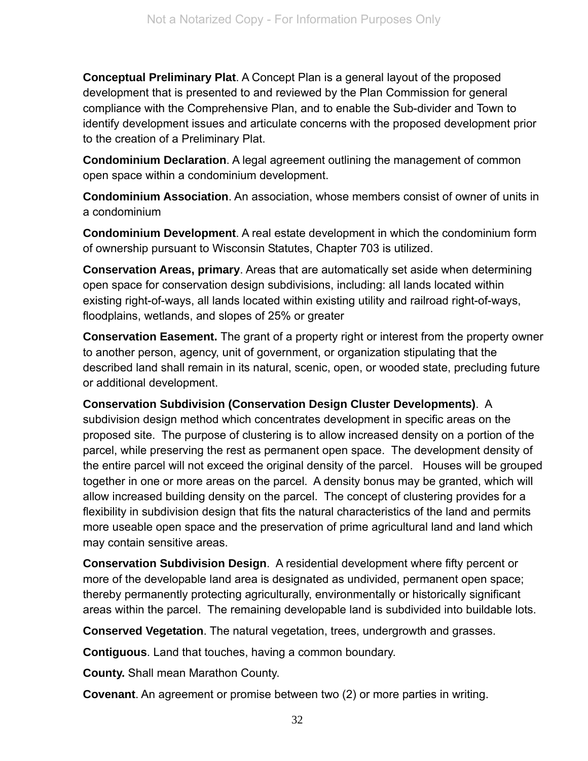**Conceptual Preliminary Plat**. A Concept Plan is a general layout of the proposed development that is presented to and reviewed by the Plan Commission for general compliance with the Comprehensive Plan, and to enable the Sub-divider and Town to identify development issues and articulate concerns with the proposed development prior to the creation of a Preliminary Plat.

**Condominium Declaration**. A legal agreement outlining the management of common open space within a condominium development.

**Condominium Association**. An association, whose members consist of owner of units in a condominium

**Condominium Development**. A real estate development in which the condominium form of ownership pursuant to Wisconsin Statutes, Chapter 703 is utilized.

**Conservation Areas, primary**. Areas that are automatically set aside when determining open space for conservation design subdivisions, including: all lands located within existing right-of-ways, all lands located within existing utility and railroad right-of-ways, floodplains, wetlands, and slopes of 25% or greater

**Conservation Easement.** The grant of a property right or interest from the property owner to another person, agency, unit of government, or organization stipulating that the described land shall remain in its natural, scenic, open, or wooded state, precluding future or additional development.

**Conservation Subdivision (Conservation Design Cluster Developments)**. A subdivision design method which concentrates development in specific areas on the proposed site. The purpose of clustering is to allow increased density on a portion of the parcel, while preserving the rest as permanent open space. The development density of the entire parcel will not exceed the original density of the parcel. Houses will be grouped together in one or more areas on the parcel. A density bonus may be granted, which will allow increased building density on the parcel. The concept of clustering provides for a flexibility in subdivision design that fits the natural characteristics of the land and permits more useable open space and the preservation of prime agricultural land and land which may contain sensitive areas.

**Conservation Subdivision Design**. A residential development where fifty percent or more of the developable land area is designated as undivided, permanent open space; thereby permanently protecting agriculturally, environmentally or historically significant areas within the parcel. The remaining developable land is subdivided into buildable lots.

**Conserved Vegetation**. The natural vegetation, trees, undergrowth and grasses.

**Contiguous**. Land that touches, having a common boundary.

**County.** Shall mean Marathon County.

**Covenant**. An agreement or promise between two (2) or more parties in writing.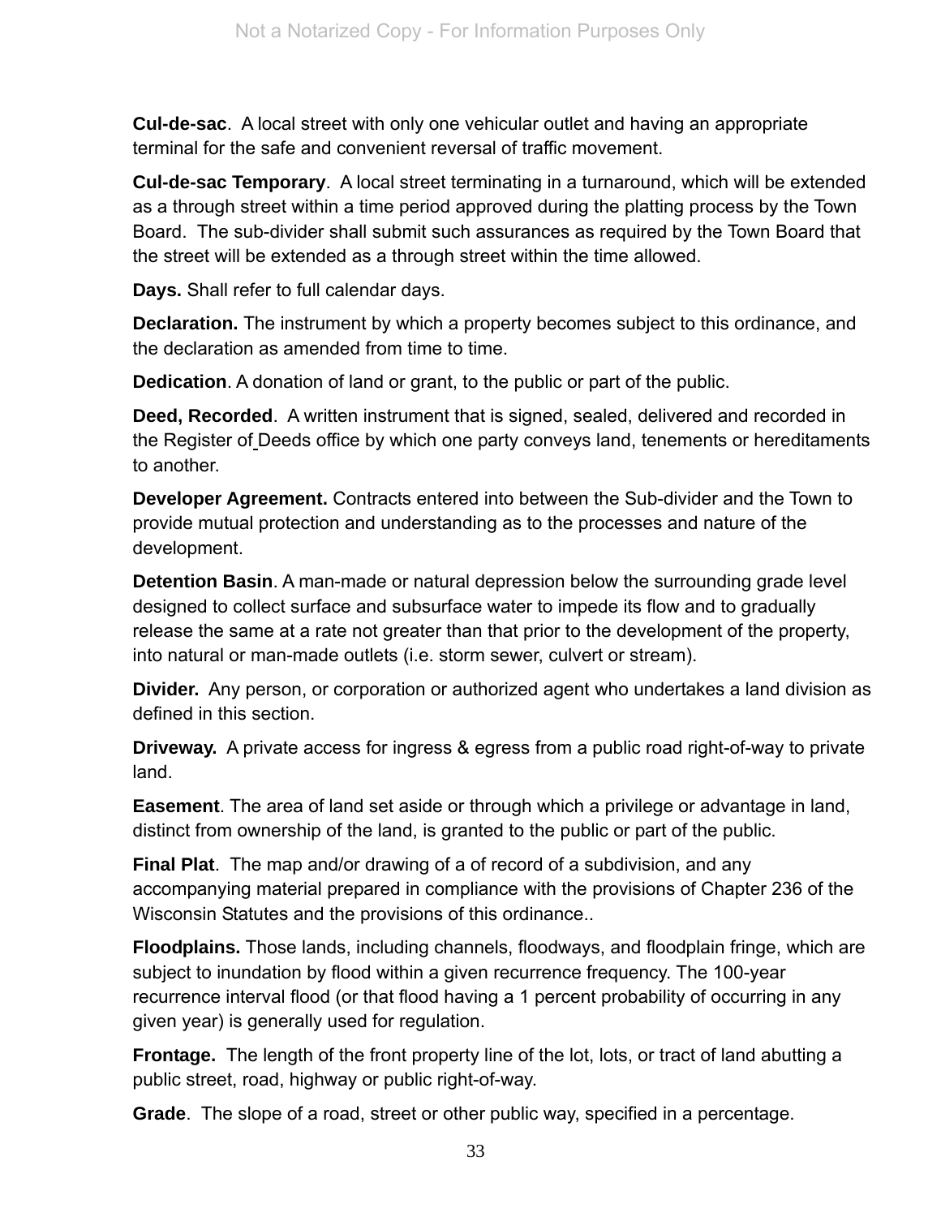**Cul-de-sac**. A local street with only one vehicular outlet and having an appropriate terminal for the safe and convenient reversal of traffic movement.

**Cul-de-sac Temporary**. A local street terminating in a turnaround, which will be extended as a through street within a time period approved during the platting process by the Town Board. The sub-divider shall submit such assurances as required by the Town Board that the street will be extended as a through street within the time allowed.

**Days.** Shall refer to full calendar days.

**Declaration.** The instrument by which a property becomes subject to this ordinance, and the declaration as amended from time to time.

**Dedication**. A donation of land or grant, to the public or part of the public.

**Deed, Recorded**. A written instrument that is signed, sealed, delivered and recorded in the Register of Deeds office by which one party conveys land, tenements or hereditaments to another.

**Developer Agreement.** Contracts entered into between the Sub-divider and the Town to provide mutual protection and understanding as to the processes and nature of the development.

**Detention Basin**. A man-made or natural depression below the surrounding grade level designed to collect surface and subsurface water to impede its flow and to gradually release the same at a rate not greater than that prior to the development of the property, into natural or man-made outlets (i.e. storm sewer, culvert or stream).

**Divider.** Any person, or corporation or authorized agent who undertakes a land division as defined in this section.

**Driveway.** A private access for ingress & egress from a public road right-of-way to private land.

**Easement**. The area of land set aside or through which a privilege or advantage in land, distinct from ownership of the land, is granted to the public or part of the public.

**Final Plat**. The map and/or drawing of a of record of a subdivision, and any accompanying material prepared in compliance with the provisions of Chapter 236 of the Wisconsin Statutes and the provisions of this ordinance..

**Floodplains.** Those lands, including channels, floodways, and floodplain fringe, which are subject to inundation by flood within a given recurrence frequency. The 100-year recurrence interval flood (or that flood having a 1 percent probability of occurring in any given year) is generally used for regulation.

**Frontage.** The length of the front property line of the lot, lots, or tract of land abutting a public street, road, highway or public right-of-way.

**Grade**. The slope of a road, street or other public way, specified in a percentage.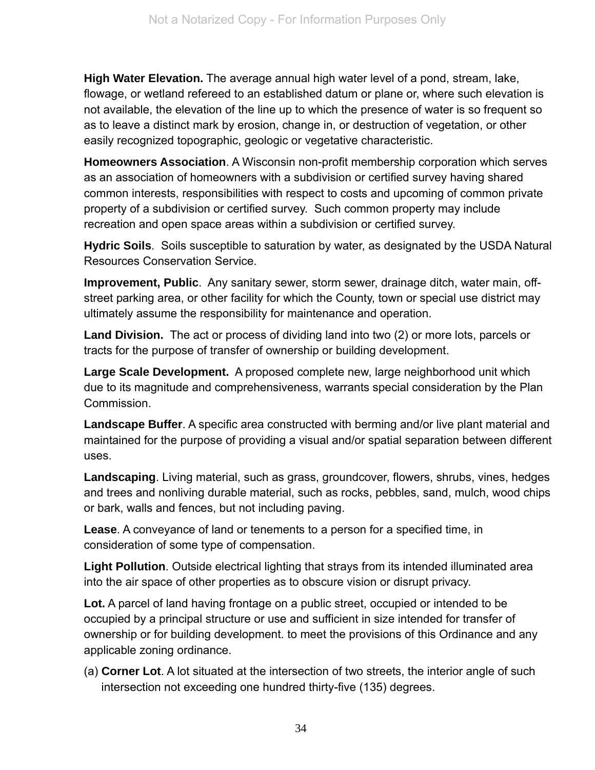**High Water Elevation.** The average annual high water level of a pond, stream, lake, flowage, or wetland refereed to an established datum or plane or, where such elevation is not available, the elevation of the line up to which the presence of water is so frequent so as to leave a distinct mark by erosion, change in, or destruction of vegetation, or other easily recognized topographic, geologic or vegetative characteristic.

**Homeowners Association**. A Wisconsin non-profit membership corporation which serves as an association of homeowners with a subdivision or certified survey having shared common interests, responsibilities with respect to costs and upcoming of common private property of a subdivision or certified survey. Such common property may include recreation and open space areas within a subdivision or certified survey.

**Hydric Soils**. Soils susceptible to saturation by water, as designated by the USDA Natural Resources Conservation Service.

**Improvement, Public**. Any sanitary sewer, storm sewer, drainage ditch, water main, off-street parking area, or other facility for which the County, town or special use district may ultimately assume the responsibility for maintenance and operation.

**Land Division.** The act or process of dividing land into two (2) or more lots, parcels or tracts for the purpose of transfer of ownership or building development.

**Large Scale Development.** A proposed complete new, large neighborhood unit which due to its magnitude and comprehensiveness, warrants special consideration by the Plan Commission.

**Landscape Buffer**. A specific area constructed with berming and/or live plant material and maintained for the purpose of providing a visual and/or spatial separation between different uses.

**Landscaping**. Living material, such as grass, groundcover, flowers, shrubs, vines, hedges and trees and nonliving durable material, such as rocks, pebbles, sand, mulch, wood chips or bark, walls and fences, but not including paving.

**Lease**. A conveyance of land or tenements to a person for a specified time, in consideration of some type of compensation.

**Light Pollution**. Outside electrical lighting that strays from its intended illuminated area into the air space of other properties as to obscure vision or disrupt privacy.

**Lot.** A parcel of land having frontage on a public street, occupied or intended to be occupied by a principal structure or use and sufficient in size intended for transfer of ownership or for building development. to meet the provisions of this Ordinance and any applicable zoning ordinance.

(a) **Corner Lot**. A lot situated at the intersection of two streets, the interior angle of such intersection not exceeding one hundred thirty-five (135) degrees.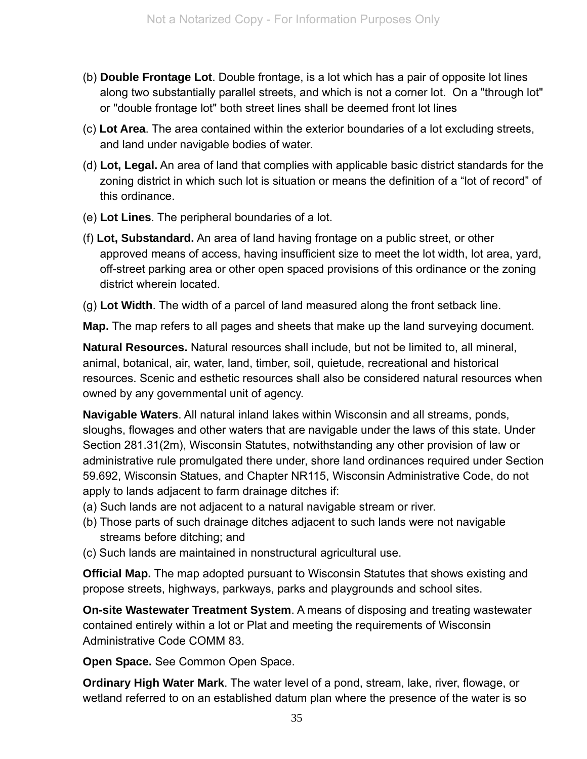(b) **Double Frontage Lot**. Double frontage, is a lot which has a pair of opposite lot lines along two substantially parallel streets, and which is not a corner lot. On a "through lot" or "double frontage lot" both street lines shall be deemed front lot lines

(c) **Lot Area**. The area contained within the exterior boundaries of a lot excluding streets, and land under navigable bodies of water.

(d) **Lot, Legal.** An area of land that complies with applicable basic district standards for the zoning district in which such lot is situation or means the definition of a "lot of record" of this ordinance.

(e) **Lot Lines**. The peripheral boundaries of a lot.

(f) **Lot, Substandard.** An area of land having frontage on a public street, or other approved means of access, having insufficient size to meet the lot width, lot area, yard, off-street parking area or other open spaced provisions of this ordinance or the zoning district wherein located.

(g) **Lot Width**. The width of a parcel of land measured along the front setback line.

**Map.** The map refers to all pages and sheets that make up the land surveying document.

**Natural Resources.** Natural resources shall include, but not be limited to, all mineral, animal, botanical, air, water, land, timber, soil, quietude, recreational and historical resources. Scenic and esthetic resources shall also be considered natural resources when owned by any governmental unit of agency.

**Navigable Waters**. All natural inland lakes within Wisconsin and all streams, ponds, sloughs, flowages and other waters that are navigable under the laws of this state. Under Section 281.31(2m), Wisconsin Statutes, notwithstanding any other provision of law or administrative rule promulgated there under, shore land ordinances required under Section 59.692, Wisconsin Statues, and Chapter NR115, Wisconsin Administrative Code, do not apply to lands adjacent to farm drainage ditches if:

(a) Such lands are not adjacent to a natural navigable stream or river.

(b) Those parts of such drainage ditches adjacent to such lands were not navigable streams before ditching; and

(c) Such lands are maintained in nonstructural agricultural use.

**Official Map.** The map adopted pursuant to Wisconsin Statutes that shows existing and propose streets, highways, parkways, parks and playgrounds and school sites.

**On-site Wastewater Treatment System**. A means of disposing and treating wastewater contained entirely within a lot or Plat and meeting the requirements of Wisconsin Administrative Code COMM 83.

**Open Space.** See Common Open Space.

**Ordinary High Water Mark**. The water level of a pond, stream, lake, river, flowage, or wetland referred to on an established datum plan where the presence of the water is so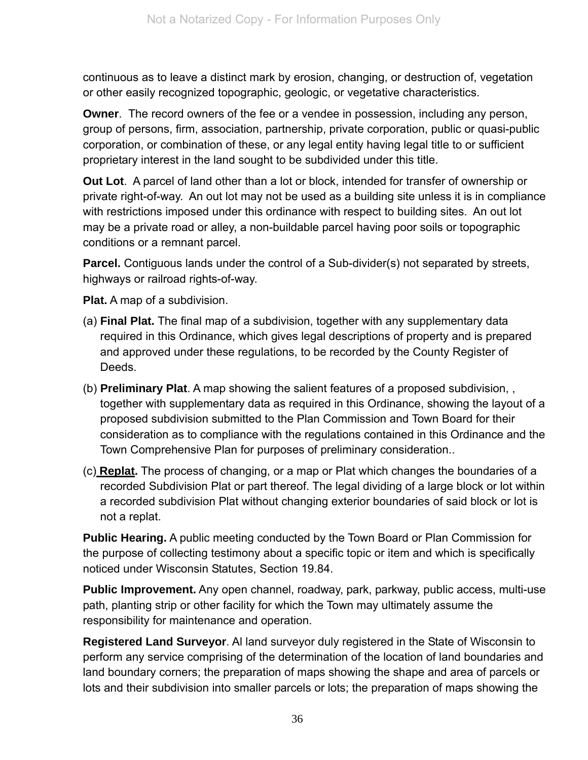continuous as to leave a distinct mark by erosion, changing, or destruction of, vegetation or other easily recognized topographic, geologic, or vegetative characteristics.

**Owner**. The record owners of the fee or a vendee in possession, including any person, group of persons, firm, association, partnership, private corporation, public or quasi-public corporation, or combination of these, or any legal entity having legal title to or sufficient proprietary interest in the land sought to be subdivided under this title.

**Out Lot**. A parcel of land other than a lot or block, intended for transfer of ownership or private right-of-way. An out lot may not be used as a building site unless it is in compliance with restrictions imposed under this ordinance with respect to building sites. An out lot may be a private road or alley, a non-buildable parcel having poor soils or topographic conditions or a remnant parcel.

**Parcel.** Contiguous lands under the control of a Sub-divider(s) not separated by streets, highways or railroad rights-of-way.

**Plat.** A map of a subdivision.

(a) **Final Plat.** The final map of a subdivision, together with any supplementary data required in this Ordinance, which gives legal descriptions of property and is prepared and approved under these regulations, to be recorded by the County Register of Deeds.

(b) **Preliminary Plat**. A map showing the salient features of a proposed subdivision, , together with supplementary data as required in this Ordinance, showing the layout of a proposed subdivision submitted to the Plan Commission and Town Board for their consideration as to compliance with the regulations contained in this Ordinance and the Town Comprehensive Plan for purposes of preliminary consideration..

(c) **Replat.** The process of changing, or a map or Plat which changes the boundaries of a recorded Subdivision Plat or part thereof. The legal dividing of a large block or lot within a recorded subdivision Plat without changing exterior boundaries of said block or lot is not a replat.

**Public Hearing.** A public meeting conducted by the Town Board or Plan Commission for the purpose of collecting testimony about a specific topic or item and which is specifically noticed under Wisconsin Statutes, Section 19.84.

**Public Improvement.** Any open channel, roadway, park, parkway, public access, multi-use path, planting strip or other facility for which the Town may ultimately assume the responsibility for maintenance and operation.

**Registered Land Surveyor**. Al land surveyor duly registered in the State of Wisconsin to perform any service comprising of the determination of the location of land boundaries and land boundary corners; the preparation of maps showing the shape and area of parcels or lots and their subdivision into smaller parcels or lots; the preparation of maps showing the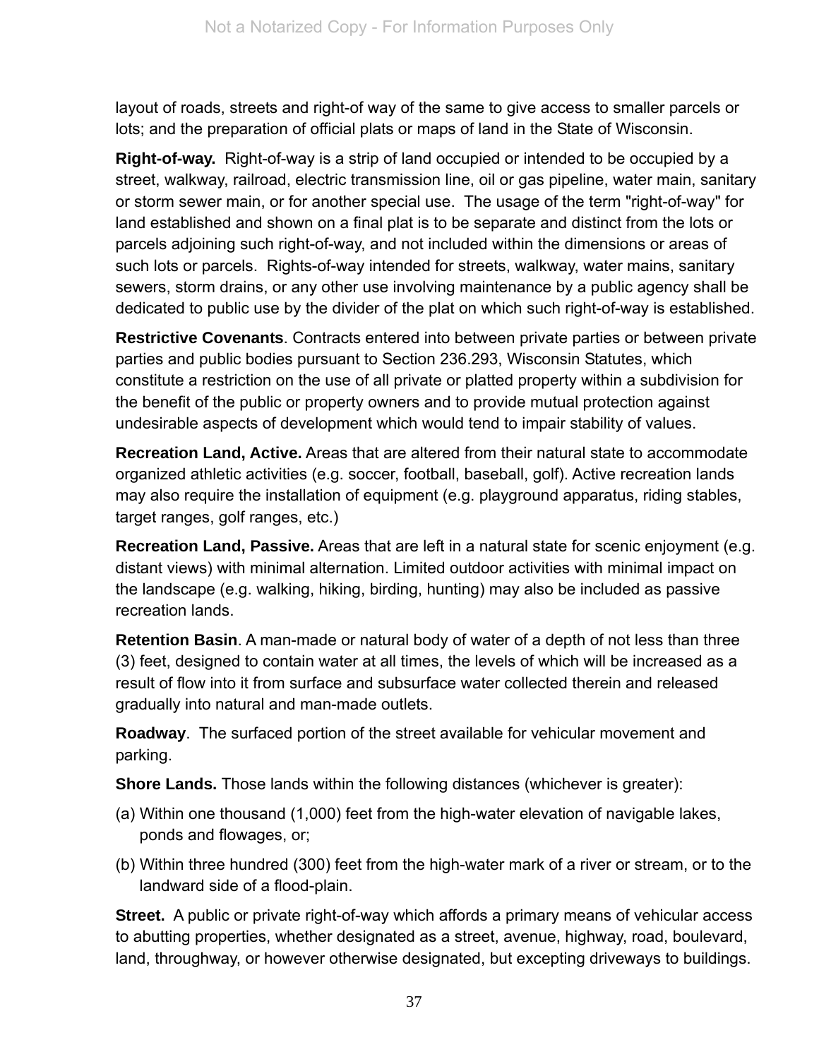layout of roads, streets and right-of way of the same to give access to smaller parcels or lots; and the preparation of official plats or maps of land in the State of Wisconsin.

**Right-of-way.** Right-of-way is a strip of land occupied or intended to be occupied by a street, walkway, railroad, electric transmission line, oil or gas pipeline, water main, sanitary or storm sewer main, or for another special use. The usage of the term "right-of-way" for land established and shown on a final plat is to be separate and distinct from the lots or parcels adjoining such right-of-way, and not included within the dimensions or areas of such lots or parcels. Rights-of-way intended for streets, walkway, water mains, sanitary sewers, storm drains, or any other use involving maintenance by a public agency shall be dedicated to public use by the divider of the plat on which such right-of-way is established.

**Restrictive Covenants**. Contracts entered into between private parties or between private parties and public bodies pursuant to Section 236.293, Wisconsin Statutes, which constitute a restriction on the use of all private or platted property within a subdivision for the benefit of the public or property owners and to provide mutual protection against undesirable aspects of development which would tend to impair stability of values.

**Recreation Land, Active.** Areas that are altered from their natural state to accommodate organized athletic activities (e.g. soccer, football, baseball, golf). Active recreation lands may also require the installation of equipment (e.g. playground apparatus, riding stables, target ranges, golf ranges, etc.)

**Recreation Land, Passive.** Areas that are left in a natural state for scenic enjoyment (e.g. distant views) with minimal alternation. Limited outdoor activities with minimal impact on the landscape (e.g. walking, hiking, birding, hunting) may also be included as passive recreation lands.

**Retention Basin**. A man-made or natural body of water of a depth of not less than three (3) feet, designed to contain water at all times, the levels of which will be increased as a result of flow into it from surface and subsurface water collected therein and released gradually into natural and man-made outlets.

**Roadway**. The surfaced portion of the street available for vehicular movement and parking.

**Shore Lands.** Those lands within the following distances (whichever is greater):

(a) Within one thousand (1,000) feet from the high-water elevation of navigable lakes, ponds and flowages, or;

(b) Within three hundred (300) feet from the high-water mark of a river or stream, or to the landward side of a flood-plain.

**Street.** A public or private right-of-way which affords a primary means of vehicular access to abutting properties, whether designated as a street, avenue, highway, road, boulevard, land, throughway, or however otherwise designated, but excepting driveways to buildings.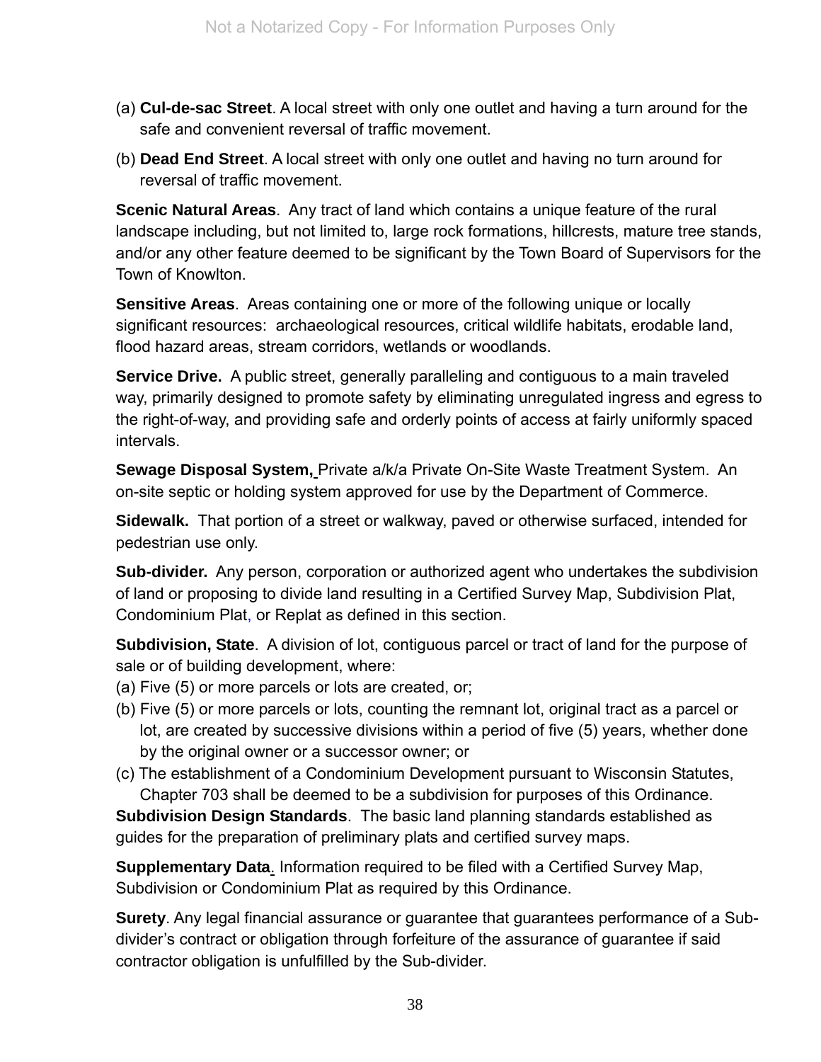(a) **Cul-de-sac Street**. A local street with only one outlet and having a turn around for the safe and convenient reversal of traffic movement.

(b) **Dead End Street**. A local street with only one outlet and having no turn around for reversal of traffic movement.

**Scenic Natural Areas**. Any tract of land which contains a unique feature of the rural landscape including, but not limited to, large rock formations, hillcrests, mature tree stands, and/or any other feature deemed to be significant by the Town Board of Supervisors for the Town of Knowlton.

**Sensitive Areas**. Areas containing one or more of the following unique or locally significant resources: archaeological resources, critical wildlife habitats, erodable land, flood hazard areas, stream corridors, wetlands or woodlands.

**Service Drive.** A public street, generally paralleling and contiguous to a main traveled way, primarily designed to promote safety by eliminating unregulated ingress and egress to the right-of-way, and providing safe and orderly points of access at fairly uniformly spaced intervals.

**Sewage Disposal System,** Private a/k/a Private On-Site Waste Treatment System. An on-site septic or holding system approved for use by the Department of Commerce.

**Sidewalk.** That portion of a street or walkway, paved or otherwise surfaced, intended for pedestrian use only.

**Sub-divider.** Any person, corporation or authorized agent who undertakes the subdivision of land or proposing to divide land resulting in a Certified Survey Map, Subdivision Plat, Condominium Plat, or Replat as defined in this section.

**Subdivision, State**. A division of lot, contiguous parcel or tract of land for the purpose of sale or of building development, where:

(a) Five (5) or more parcels or lots are created, or;

(b) Five (5) or more parcels or lots, counting the remnant lot, original tract as a parcel or lot, are created by successive divisions within a period of five (5) years, whether done by the original owner or a successor owner; or

(c) The establishment of a Condominium Development pursuant to Wisconsin Statutes, Chapter 703 shall be deemed to be a subdivision for purposes of this Ordinance.

**Subdivision Design Standards**. The basic land planning standards established as guides for the preparation of preliminary plats and certified survey maps.

**Supplementary Data**. Information required to be filed with a Certified Survey Map, Subdivision or Condominium Plat as required by this Ordinance.

**Surety**. Any legal financial assurance or guarantee that guarantees performance of a Sub-divider's contract or obligation through forfeiture of the assurance of guarantee if said contractor obligation is unfulfilled by the Sub-divider.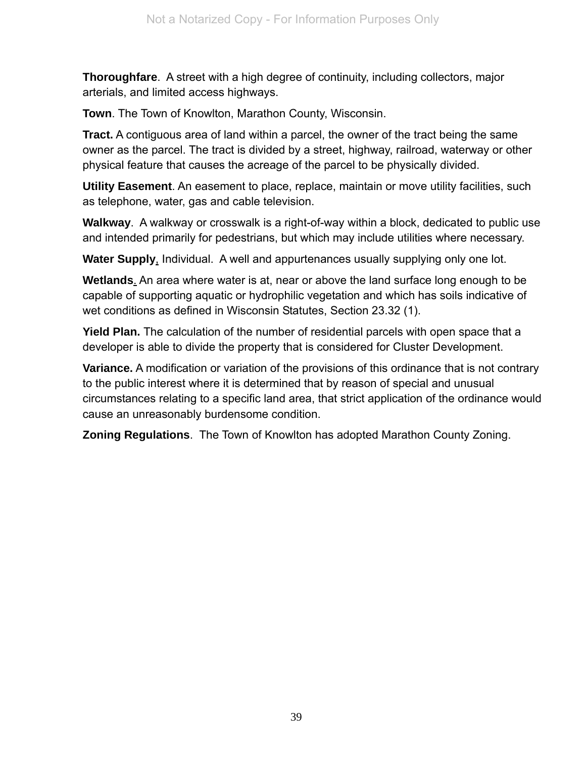**Thoroughfare**. A street with a high degree of continuity, including collectors, major arterials, and limited access highways.

**Town**. The Town of Knowlton, Marathon County, Wisconsin.

**Tract.** A contiguous area of land within a parcel, the owner of the tract being the same owner as the parcel. The tract is divided by a street, highway, railroad, waterway or other physical feature that causes the acreage of the parcel to be physically divided.

**Utility Easement**. An easement to place, replace, maintain or move utility facilities, such as telephone, water, gas and cable television.

**Walkway**. A walkway or crosswalk is a right-of-way within a block, dedicated to public use and intended primarily for pedestrians, but which may include utilities where necessary.

**Water Supply**, Individual. A well and appurtenances usually supplying only one lot.

**Wetlands**. An area where water is at, near or above the land surface long enough to be capable of supporting aquatic or hydrophilic vegetation and which has soils indicative of wet conditions as defined in Wisconsin Statutes, Section 23.32 (1).

**Yield Plan.** The calculation of the number of residential parcels with open space that a developer is able to divide the property that is considered for Cluster Development.

**Variance.** A modification or variation of the provisions of this ordinance that is not contrary to the public interest where it is determined that by reason of special and unusual circumstances relating to a specific land area, that strict application of the ordinance would cause an unreasonably burdensome condition.

**Zoning Regulations**. The Town of Knowlton has adopted Marathon County Zoning.